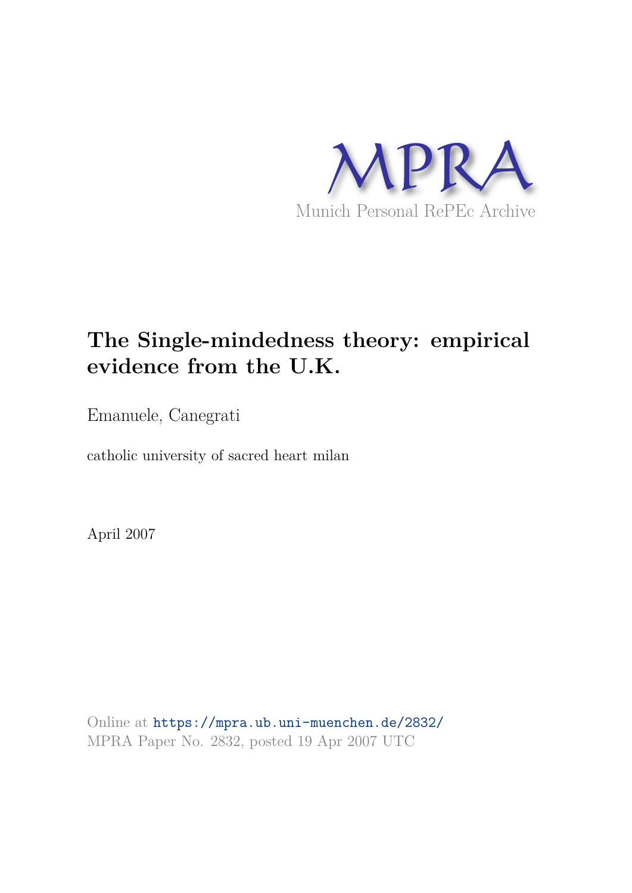MPRA

Munich Personal RePEc Archive

# The Single-mindedness theory: empirical evidence from the U.K.

Emanuele, Canegrati

catholic university of sacred heart milan

April 2007

Online at https://mpra.ub.uni-muenchen.de/2832/
MPRA Paper No. 2832, posted 19 Apr 2007 UTC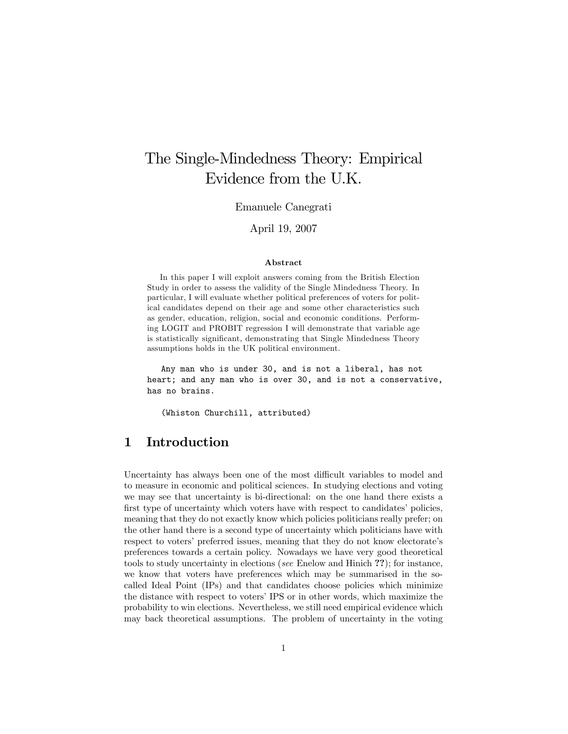# The Single-Mindedness Theory: Empirical Evidence from the U.K.

Emanuele Canegrati

April 19, 2007

**Abstract**

In this paper I will exploit answers coming from the British Election Study in order to assess the validity of the Single Mindedness Theory. In particular, I will evaluate whether political preferences of voters for political candidates depend on their age and some other characteristics such as gender, education, religion, social and economic conditions. Performing LOGIT and PROBIT regression I will demonstrate that variable age is statistically significant, demonstrating that Single Mindedness Theory assumptions holds in the UK political environment.

```
Any man who is under 30, and is not a liberal, has not
heart; and any man who is over 30, and is not a conservative,
has no brains.

(Whiston Churchill, attributed)
```

## 1 Introduction

Uncertainty has always been one of the most difficult variables to model and to measure in economic and political sciences. In studying elections and voting we may see that uncertainty is bi-directional: on the one hand there exists a first type of uncertainty which voters have with respect to candidates' policies, meaning that they do not exactly know which policies politicians really prefer; on the other hand there is a second type of uncertainty which politicians have with respect to voters' preferred issues, meaning that they do not know electorate's preferences towards a certain policy. Nowadays we have very good theoretical tools to study uncertainty in elections (*see* Enelow and Hinich **??**); for instance, we know that voters have preferences which may be summarised in the so-called Ideal Point (IPs) and that candidates choose policies which minimize the distance with respect to voters' IPS or in other words, which maximize the probability to win elections. Nevertheless, we still need empirical evidence which may back theoretical assumptions. The problem of uncertainty in the voting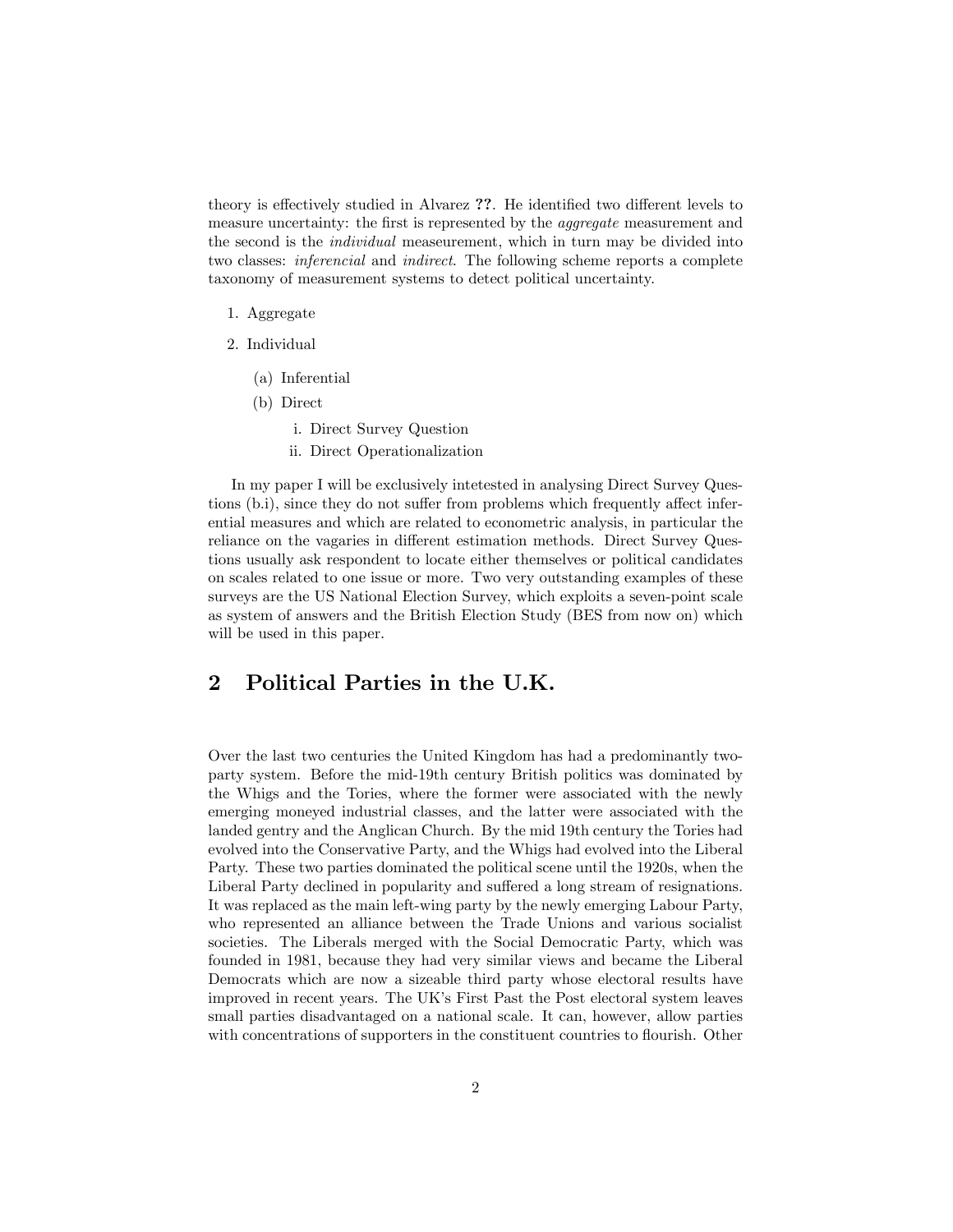theory is effectively studied in Alvarez **??**. He identified two different levels to measure uncertainty: the first is represented by the *aggregate* measurement and the second is the *individual* measeurement, which in turn may be divided into two classes: *inferencial* and *indirect*. The following scheme reports a complete taxonomy of measurement systems to detect political uncertainty.

1. Aggregate
2. Individual
   (a) Inferential
   (b) Direct
      i. Direct Survey Question
      ii. Direct Operationalization

In my paper I will be exclusively intetested in analysing Direct Survey Questions (b.i), since they do not suffer from problems which frequently affect inferential measures and which are related to econometric analysis, in particular the reliance on the vagaries in different estimation methods. Direct Survey Questions usually ask respondent to locate either themselves or political candidates on scales related to one issue or more. Two very outstanding examples of these surveys are the US National Election Survey, which exploits a seven-point scale as system of answers and the British Election Study (BES from now on) which will be used in this paper.

## 2 Political Parties in the U.K.

Over the last two centuries the United Kingdom has had a predominantly two-party system. Before the mid-19th century British politics was dominated by the Whigs and the Tories, where the former were associated with the newly emerging moneyed industrial classes, and the latter were associated with the landed gentry and the Anglican Church. By the mid 19th century the Tories had evolved into the Conservative Party, and the Whigs had evolved into the Liberal Party. These two parties dominated the political scene until the 1920s, when the Liberal Party declined in popularity and suffered a long stream of resignations. It was replaced as the main left-wing party by the newly emerging Labour Party, who represented an alliance between the Trade Unions and various socialist societies. The Liberals merged with the Social Democratic Party, which was founded in 1981, because they had very similar views and became the Liberal Democrats which are now a sizeable third party whose electoral results have improved in recent years. The UK's First Past the Post electoral system leaves small parties disadvantaged on a national scale. It can, however, allow parties with concentrations of supporters in the constituent countries to flourish. Other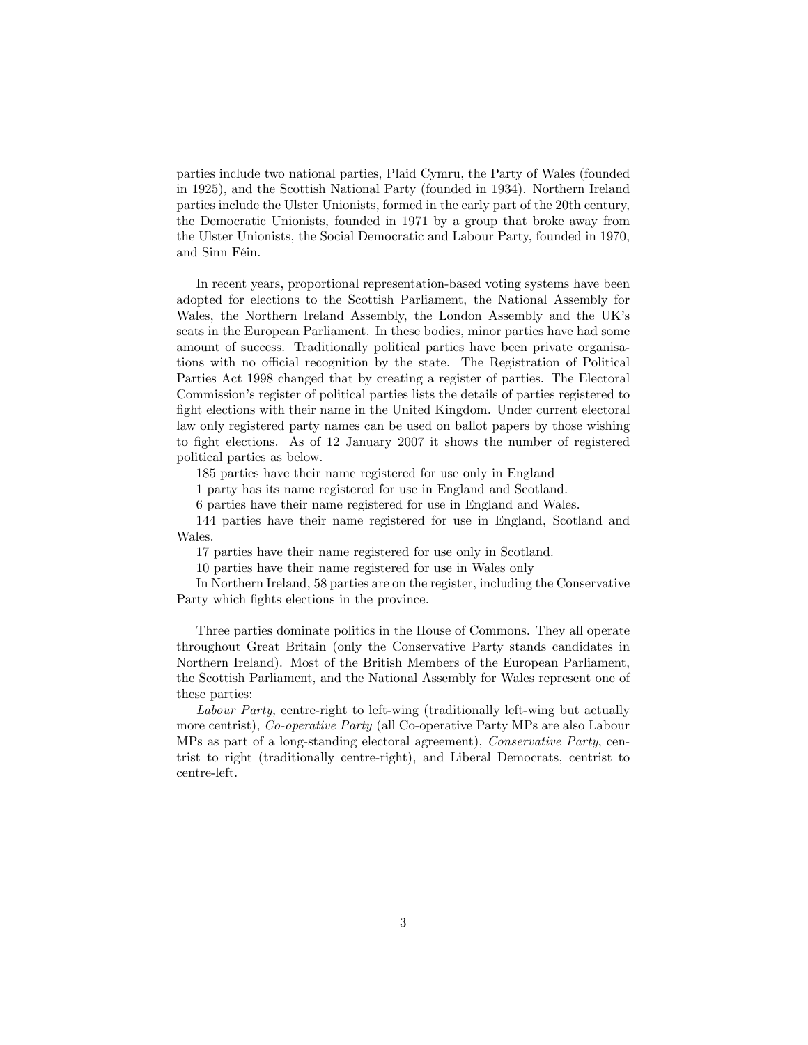parties include two national parties, Plaid Cymru, the Party of Wales (founded in 1925), and the Scottish National Party (founded in 1934). Northern Ireland parties include the Ulster Unionists, formed in the early part of the 20th century, the Democratic Unionists, founded in 1971 by a group that broke away from the Ulster Unionists, the Social Democratic and Labour Party, founded in 1970, and Sinn Féin.

In recent years, proportional representation-based voting systems have been adopted for elections to the Scottish Parliament, the National Assembly for Wales, the Northern Ireland Assembly, the London Assembly and the UK's seats in the European Parliament. In these bodies, minor parties have had some amount of success. Traditionally political parties have been private organisations with no official recognition by the state. The Registration of Political Parties Act 1998 changed that by creating a register of parties. The Electoral Commission's register of political parties lists the details of parties registered to fight elections with their name in the United Kingdom. Under current electoral law only registered party names can be used on ballot papers by those wishing to fight elections. As of 12 January 2007 it shows the number of registered political parties as below.

185 parties have their name registered for use only in England

1 party has its name registered for use in England and Scotland.

6 parties have their name registered for use in England and Wales.

144 parties have their name registered for use in England, Scotland and Wales.

17 parties have their name registered for use only in Scotland.

10 parties have their name registered for use in Wales only

In Northern Ireland, 58 parties are on the register, including the Conservative Party which fights elections in the province.

Three parties dominate politics in the House of Commons. They all operate throughout Great Britain (only the Conservative Party stands candidates in Northern Ireland). Most of the British Members of the European Parliament, the Scottish Parliament, and the National Assembly for Wales represent one of these parties:

*Labour Party*, centre-right to left-wing (traditionally left-wing but actually more centrist), *Co-operative Party* (all Co-operative Party MPs are also Labour MPs as part of a long-standing electoral agreement), *Conservative Party*, centrist to right (traditionally centre-right), and Liberal Democrats, centrist to centre-left.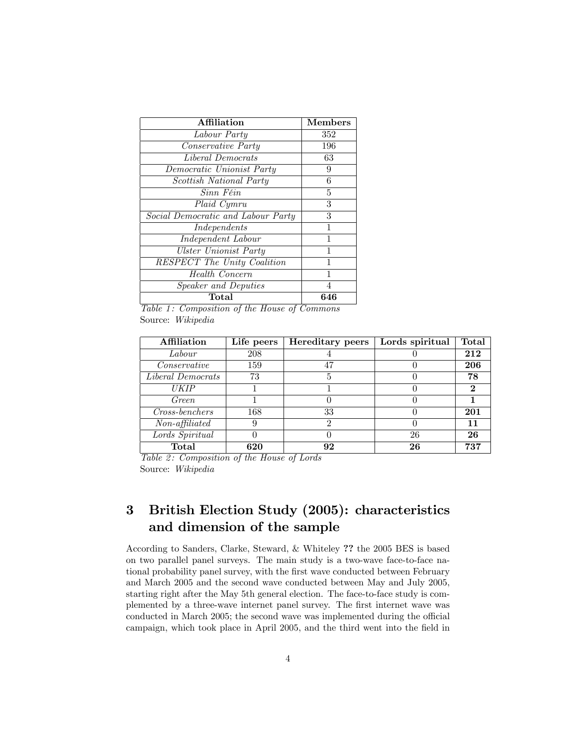| **Affiliation** | **Members** |
|---|---|
| *Labour Party* | 352 |
| *Conservative Party* | 196 |
| *Liberal Democrats* | 63 |
| *Democratic Unionist Party* | 9 |
| *Scottish National Party* | 6 |
| *Sinn Féin* | 5 |
| *Plaid Cymru* | 3 |
| *Social Democratic and Labour Party* | 3 |
| *Independents* | 1 |
| *Independent Labour* | 1 |
| *Ulster Unionist Party* | 1 |
| *RESPECT The Unity Coalition* | 1 |
| *Health Concern* | 1 |
| *Speaker and Deputies* | 4 |
| **Total** | **646** |

*Table 1: Composition of the House of Commons*
Source: *Wikipedia*

| **Affiliation** | **Life peers** | **Hereditary peers** | **Lords spiritual** | **Total** |
|---|---|---|---|---|
| *Labour* | 208 | 4 | 0 | **212** |
| *Conservative* | 159 | 47 | 0 | **206** |
| *Liberal Democrats* | 73 | 5 | 0 | **78** |
| *UKIP* | 1 | 1 | 0 | **2** |
| *Green* | 1 | 0 | 0 | **1** |
| *Cross-benchers* | 168 | 33 | 0 | **201** |
| *Non-affiliated* | 9 | 2 | 0 | **11** |
| *Lords Spiritual* | 0 | 0 | 26 | **26** |
| **Total** | **620** | **92** | **26** | **737** |

*Table 2: Composition of the House of Lords*
Source: *Wikipedia*

# 3 British Election Study (2005): characteristics and dimension of the sample

According to Sanders, Clarke, Steward, & Whiteley **??** the 2005 BES is based on two parallel panel surveys. The main study is a two-wave face-to-face national probability panel survey, with the first wave conducted between February and March 2005 and the second wave conducted between May and July 2005, starting right after the May 5th general election. The face-to-face study is complemented by a three-wave internet panel survey. The first internet wave was conducted in March 2005; the second wave was implemented during the official campaign, which took place in April 2005, and the third went into the field in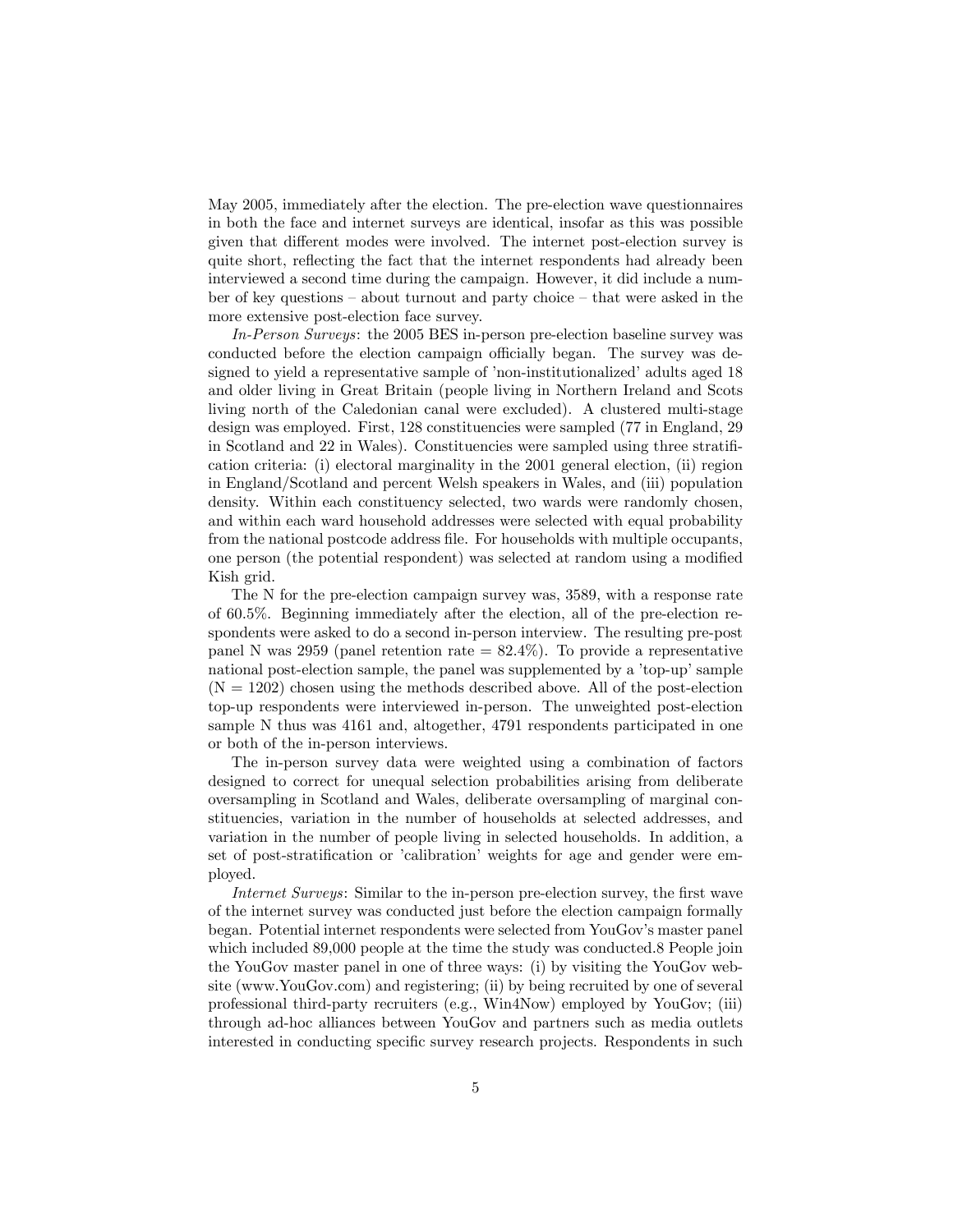May 2005, immediately after the election. The pre-election wave questionnaires in both the face and internet surveys are identical, insofar as this was possible given that different modes were involved. The internet post-election survey is quite short, reflecting the fact that the internet respondents had already been interviewed a second time during the campaign. However, it did include a number of key questions – about turnout and party choice – that were asked in the more extensive post-election face survey.

*In-Person Surveys*: the 2005 BES in-person pre-election baseline survey was conducted before the election campaign officially began. The survey was designed to yield a representative sample of 'non-institutionalized' adults aged 18 and older living in Great Britain (people living in Northern Ireland and Scots living north of the Caledonian canal were excluded). A clustered multi-stage design was employed. First, 128 constituencies were sampled (77 in England, 29 in Scotland and 22 in Wales). Constituencies were sampled using three stratification criteria: (i) electoral marginality in the 2001 general election, (ii) region in England/Scotland and percent Welsh speakers in Wales, and (iii) population density. Within each constituency selected, two wards were randomly chosen, and within each ward household addresses were selected with equal probability from the national postcode address file. For households with multiple occupants, one person (the potential respondent) was selected at random using a modified Kish grid.

The N for the pre-election campaign survey was, 3589, with a response rate of 60.5%. Beginning immediately after the election, all of the pre-election respondents were asked to do a second in-person interview. The resulting pre-post panel N was 2959 (panel retention rate = 82.4%). To provide a representative national post-election sample, the panel was supplemented by a 'top-up' sample (N = 1202) chosen using the methods described above. All of the post-election top-up respondents were interviewed in-person. The unweighted post-election sample N thus was 4161 and, altogether, 4791 respondents participated in one or both of the in-person interviews.

The in-person survey data were weighted using a combination of factors designed to correct for unequal selection probabilities arising from deliberate oversampling in Scotland and Wales, deliberate oversampling of marginal constituencies, variation in the number of households at selected addresses, and variation in the number of people living in selected households. In addition, a set of post-stratification or 'calibration' weights for age and gender were employed.

*Internet Surveys*: Similar to the in-person pre-election survey, the first wave of the internet survey was conducted just before the election campaign formally began. Potential internet respondents were selected from YouGov's master panel which included 89,000 people at the time the study was conducted.[8] People join the YouGov master panel in one of three ways: (i) by visiting the YouGov website (www.YouGov.com) and registering; (ii) by being recruited by one of several professional third-party recruiters (e.g., Win4Now) employed by YouGov; (iii) through ad-hoc alliances between YouGov and partners such as media outlets interested in conducting specific survey research projects. Respondents in such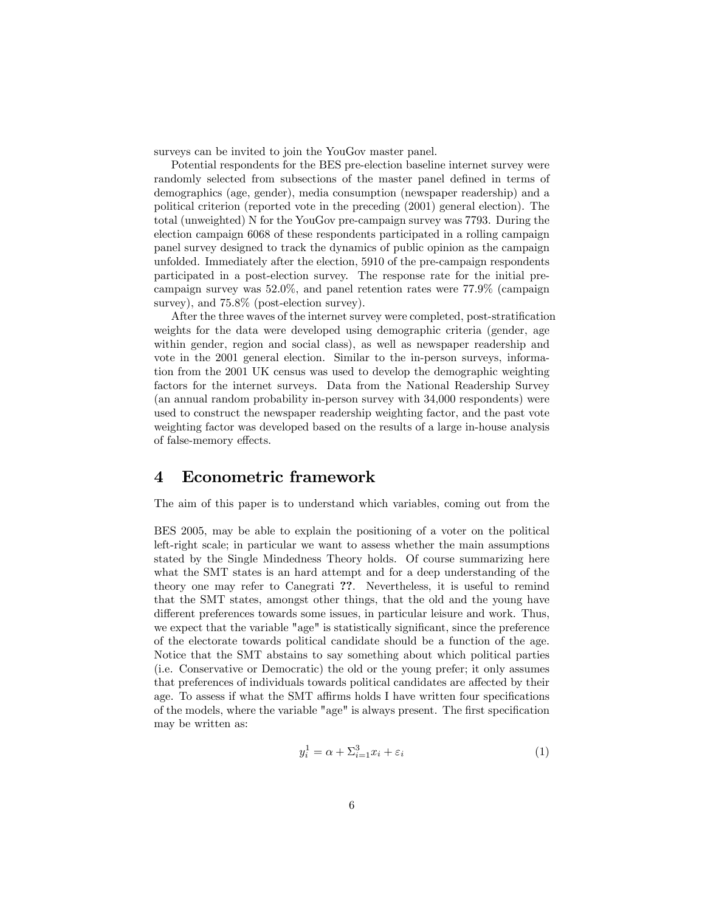surveys can be invited to join the YouGov master panel.

Potential respondents for the BES pre-election baseline internet survey were randomly selected from subsections of the master panel defined in terms of demographics (age, gender), media consumption (newspaper readership) and a political criterion (reported vote in the preceding (2001) general election). The total (unweighted) N for the YouGov pre-campaign survey was 7793. During the election campaign 6068 of these respondents participated in a rolling campaign panel survey designed to track the dynamics of public opinion as the campaign unfolded. Immediately after the election, 5910 of the pre-campaign respondents participated in a post-election survey. The response rate for the initial pre-campaign survey was 52.0%, and panel retention rates were 77.9% (campaign survey), and 75.8% (post-election survey).

After the three waves of the internet survey were completed, post-stratification weights for the data were developed using demographic criteria (gender, age within gender, region and social class), as well as newspaper readership and vote in the 2001 general election. Similar to the in-person surveys, information from the 2001 UK census was used to develop the demographic weighting factors for the internet surveys. Data from the National Readership Survey (an annual random probability in-person survey with 34,000 respondents) were used to construct the newspaper readership weighting factor, and the past vote weighting factor was developed based on the results of a large in-house analysis of false-memory effects.

## 4 Econometric framework

The aim of this paper is to understand which variables, coming out from the

BES 2005, may be able to explain the positioning of a voter on the political left-right scale; in particular we want to assess whether the main assumptions stated by the Single Mindedness Theory holds. Of course summarizing here what the SMT states is an hard attempt and for a deep understanding of the theory one may refer to Canegrati **??**. Nevertheless, it is useful to remind that the SMT states, amongst other things, that the old and the young have different preferences towards some issues, in particular leisure and work. Thus, we expect that the variable "age" is statistically significant, since the preference of the electorate towards political candidate should be a function of the age. Notice that the SMT abstains to say something about which political parties (i.e. Conservative or Democratic) the old or the young prefer; it only assumes that preferences of individuals towards political candidates are affected by their age. To assess if what the SMT affirms holds I have written four specifications of the models, where the variable "age" is always present. The first specification may be written as:

$$y_i^1 = \alpha + \Sigma_{i=1}^3 x_i + \varepsilon_i \qquad (1)$$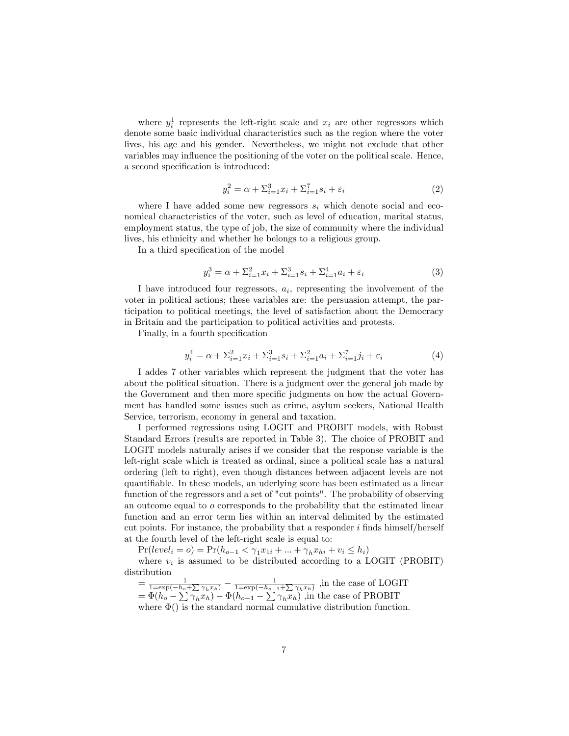where $y_i^1$ represents the left-right scale and $x_i$ are other regressors which denote some basic individual characteristics such as the region where the voter lives, his age and his gender. Nevertheless, we might not exclude that other variables may influence the positioning of the voter on the political scale. Hence, a second specification is introduced:

$$y_i^2 = \alpha + \Sigma_{i=1}^{3} x_i + \Sigma_{i=1}^{7} s_i + \varepsilon_i \tag{2}$$

where I have added some new regressors $s_i$ which denote social and economical characteristics of the voter, such as level of education, marital status, employment status, the type of job, the size of community where the individual lives, his ethnicity and whether he belongs to a religious group.

In a third specification of the model

$$y_i^3 = \alpha + \Sigma_{i=1}^{2} x_i + \Sigma_{i=1}^{3} s_i + \Sigma_{i=1}^{4} a_i + \varepsilon_i \tag{3}$$

I have introduced four regressors, $a_i$, representing the involvement of the voter in political actions; these variables are: the persuasion attempt, the participation to political meetings, the level of satisfaction about the Democracy in Britain and the participation to political activities and protests.

Finally, in a fourth specification

$$y_i^4 = \alpha + \Sigma_{i=1}^{2} x_i + \Sigma_{i=1}^{3} s_i + \Sigma_{i=1}^{2} a_i + \Sigma_{i=1}^{7} j_i + \varepsilon_i \tag{4}$$

I addes 7 other variables which represent the judgment that the voter has about the political situation. There is a judgment over the general job made by the Government and then more specific judgments on how the actual Government has handled some issues such as crime, asylum seekers, National Health Service, terrorism, economy in general and taxation.

I performed regressions using LOGIT and PROBIT models, with Robust Standard Errors (results are reported in Table 3). The choice of PROBIT and LOGIT models naturally arises if we consider that the response variable is the left-right scale which is treated as ordinal, since a political scale has a natural ordering (left to right), even though distances between adjacent levels are not quantifiable. In these models, an underlying score has been estimated as a linear function of the regressors and a set of "cut points". The probability of observing an outcome equal to $o$ corresponds to the probability that the estimated linear function and an error term lies within an interval delimited by the estimated cut points. For instance, the probability that a responder $i$ finds himself/herself at the fourth level of the left-right scale is equal to:

$\Pr(level_i = o) = \Pr(h_{o-1} < \gamma_1 x_{1i} + ... + \gamma_h x_{hi} + v_i \leq h_i)$

where $v_i$ is assumed to be distributed according to a LOGIT (PROBIT) distribution

$= \frac{1}{1=\exp(-h_o + \sum \gamma_h x_h)} - \frac{1}{1=\exp(-h_{o-1} + \sum \gamma_h x_h)}$ ,in the case of LOGIT

$= \Phi(h_o - \sum \gamma_h x_h) - \Phi(h_{o-1} - \sum \gamma_h x_h)$ ,in the case of PROBIT

where $\Phi()$ is the standard normal cumulative distribution function.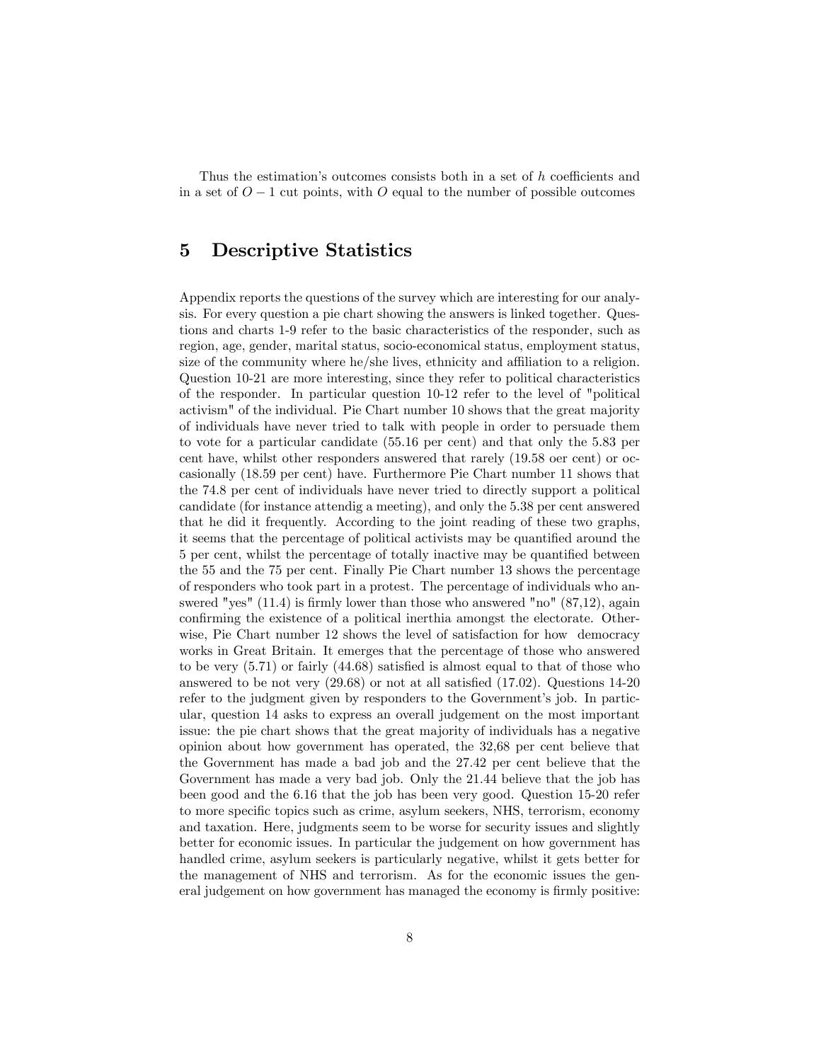Thus the estimation's outcomes consists both in a set of $h$ coefficients and in a set of $O-1$ cut points, with $O$ equal to the number of possible outcomes

# 5 Descriptive Statistics

Appendix reports the questions of the survey which are interesting for our analysis. For every question a pie chart showing the answers is linked together. Questions and charts 1-9 refer to the basic characteristics of the responder, such as region, age, gender, marital status, socio-economical status, employment status, size of the community where he/she lives, ethnicity and affiliation to a religion. Question 10-21 are more interesting, since they refer to political characteristics of the responder. In particular question 10-12 refer to the level of "political activism" of the individual. Pie Chart number 10 shows that the great majority of individuals have never tried to talk with people in order to persuade them to vote for a particular candidate (55.16 per cent) and that only the 5.83 per cent have, whilst other responders answered that rarely (19.58 oer cent) or occasionally (18.59 per cent) have. Furthermore Pie Chart number 11 shows that the 74.8 per cent of individuals have never tried to directly support a political candidate (for instance attendig a meeting), and only the 5.38 per cent answered that he did it frequently. According to the joint reading of these two graphs, it seems that the percentage of political activists may be quantified around the 5 per cent, whilst the percentage of totally inactive may be quantified between the 55 and the 75 per cent. Finally Pie Chart number 13 shows the percentage of responders who took part in a protest. The percentage of individuals who answered "yes" (11.4) is firmly lower than those who answered "no" (87,12), again confirming the existence of a political inerthia amongst the electorate. Otherwise, Pie Chart number 12 shows the level of satisfaction for how democracy works in Great Britain. It emerges that the percentage of those who answered to be very (5.71) or fairly (44.68) satisfied is almost equal to that of those who answered to be not very (29.68) or not at all satisfied (17.02). Questions 14-20 refer to the judgment given by responders to the Government's job. In particular, question 14 asks to express an overall judgement on the most important issue: the pie chart shows that the great majority of individuals has a negative opinion about how government has operated, the 32,68 per cent believe that the Government has made a bad job and the 27.42 per cent believe that the Government has made a very bad job. Only the 21.44 believe that the job has been good and the 6.16 that the job has been very good. Question 15-20 refer to more specific topics such as crime, asylum seekers, NHS, terrorism, economy and taxation. Here, judgments seem to be worse for security issues and slightly better for economic issues. In particular the judgement on how government has handled crime, asylum seekers is particularly negative, whilst it gets better for the management of NHS and terrorism. As for the economic issues the general judgement on how government has managed the economy is firmly positive: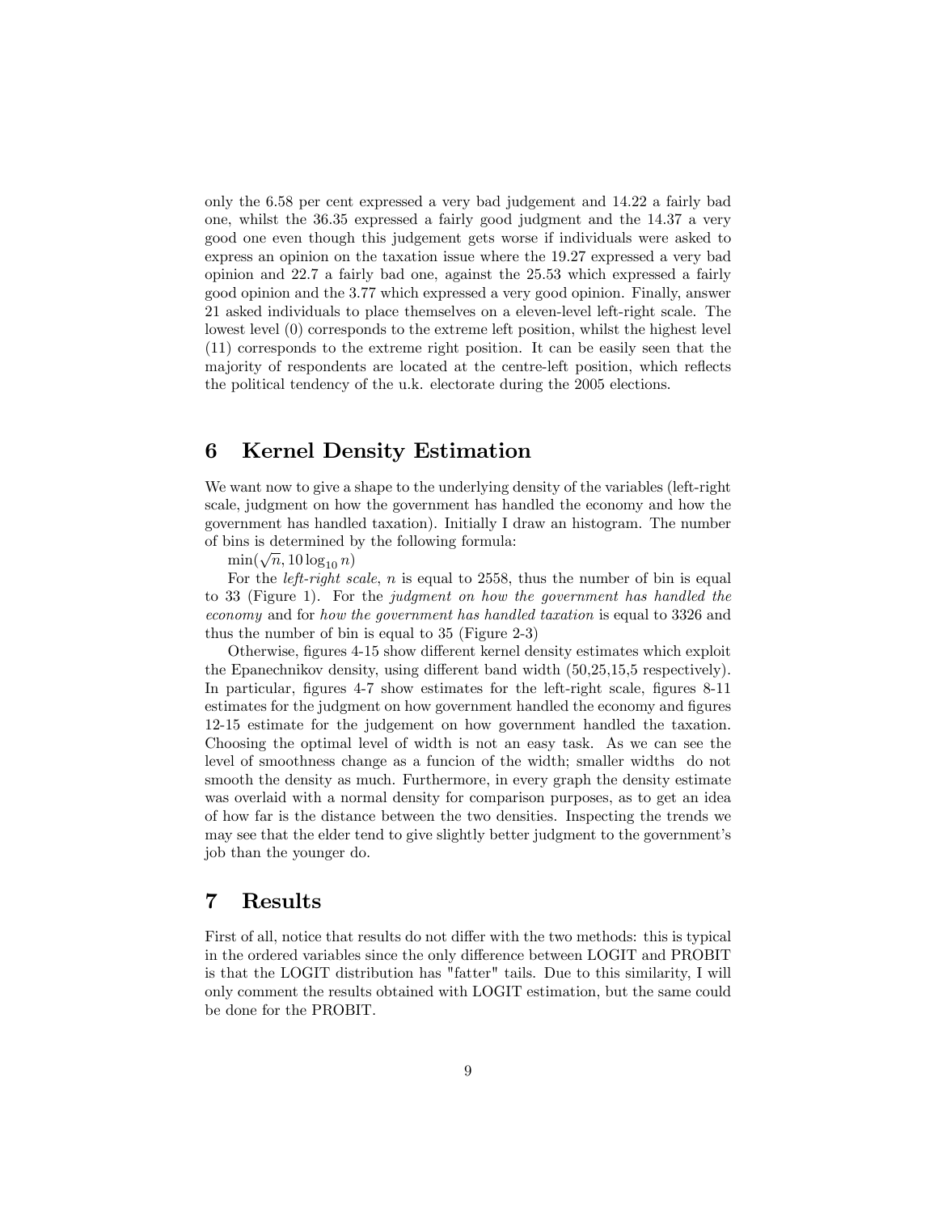only the 6.58 per cent expressed a very bad judgement and 14.22 a fairly bad one, whilst the 36.35 expressed a fairly good judgment and the 14.37 a very good one even though this judgement gets worse if individuals were asked to express an opinion on the taxation issue where the 19.27 expressed a very bad opinion and 22.7 a fairly bad one, against the 25.53 which expressed a fairly good opinion and the 3.77 which expressed a very good opinion. Finally, answer 21 asked individuals to place themselves on a eleven-level left-right scale. The lowest level (0) corresponds to the extreme left position, whilst the highest level (11) corresponds to the extreme right position. It can be easily seen that the majority of respondents are located at the centre-left position, which reflects the political tendency of the u.k. electorate during the 2005 elections.

# 6 Kernel Density Estimation

We want now to give a shape to the underlying density of the variables (left-right scale, judgment on how the government has handled the economy and how the government has handled taxation). Initially I draw an histogram. The number of bins is determined by the following formula:

$\min(\sqrt{n}, 10 \log_{10} n)$

For the *left-right scale*, $n$ is equal to 2558, thus the number of bin is equal to 33 (Figure 1). For the *judgment on how the government has handled the economy* and for *how the government has handled taxation* is equal to 3326 and thus the number of bin is equal to 35 (Figure 2-3)

Otherwise, figures 4-15 show different kernel density estimates which exploit the Epanechnikov density, using different band width (50,25,15,5 respectively). In particular, figures 4-7 show estimates for the left-right scale, figures 8-11 estimates for the judgment on how government handled the economy and figures 12-15 estimate for the judgement on how government handled the taxation. Choosing the optimal level of width is not an easy task. As we can see the level of smoothness change as a funcion of the width; smaller widths do not smooth the density as much. Furthermore, in every graph the density estimate was overlaid with a normal density for comparison purposes, as to get an idea of how far is the distance between the two densities. Inspecting the trends we may see that the elder tend to give slightly better judgment to the government's job than the younger do.

# 7 Results

First of all, notice that results do not differ with the two methods: this is typical in the ordered variables since the only difference between LOGIT and PROBIT is that the LOGIT distribution has "fatter" tails. Due to this similarity, I will only comment the results obtained with LOGIT estimation, but the same could be done for the PROBIT.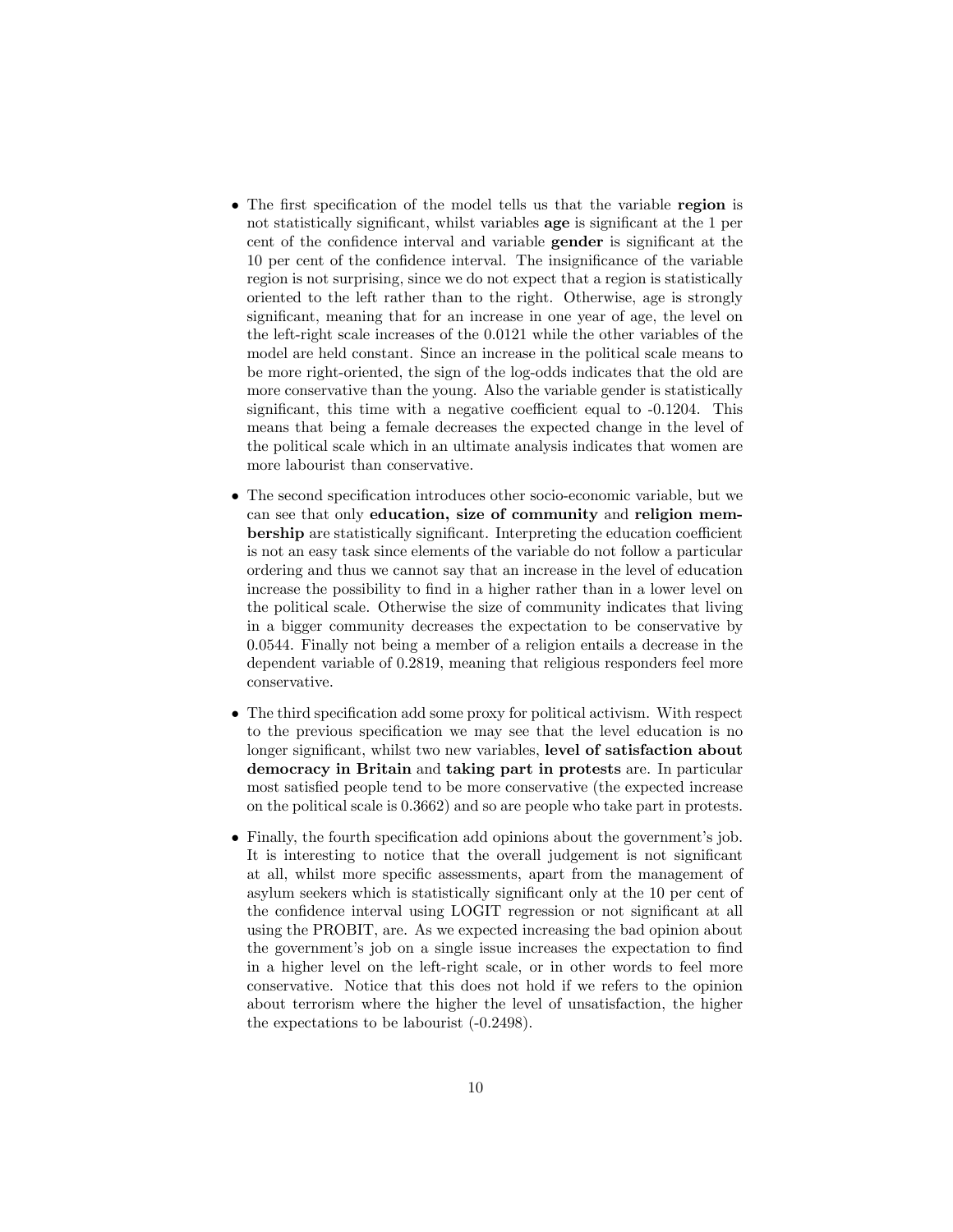- The first specification of the model tells us that the variable **region** is not statistically significant, whilst variables **age** is significant at the 1 per cent of the confidence interval and variable **gender** is significant at the 10 per cent of the confidence interval. The insignificance of the variable region is not surprising, since we do not expect that a region is statistically oriented to the left rather than to the right. Otherwise, age is strongly significant, meaning that for an increase in one year of age, the level on the left-right scale increases of the 0.0121 while the other variables of the model are held constant. Since an increase in the political scale means to be more right-oriented, the sign of the log-odds indicates that the old are more conservative than the young. Also the variable gender is statistically significant, this time with a negative coefficient equal to -0.1204. This means that being a female decreases the expected change in the level of the political scale which in an ultimate analysis indicates that women are more labourist than conservative.

- The second specification introduces other socio-economic variable, but we can see that only **education, size of community** and **religion membership** are statistically significant. Interpreting the education coefficient is not an easy task since elements of the variable do not follow a particular ordering and thus we cannot say that an increase in the level of education increase the possibility to find in a higher rather than in a lower level on the political scale. Otherwise the size of community indicates that living in a bigger community decreases the expectation to be conservative by 0.0544. Finally not being a member of a religion entails a decrease in the dependent variable of 0.2819, meaning that religious responders feel more conservative.

- The third specification add some proxy for political activism. With respect to the previous specification we may see that the level education is no longer significant, whilst two new variables, **level of satisfaction about democracy in Britain** and **taking part in protests** are. In particular most satisfied people tend to be more conservative (the expected increase on the political scale is 0.3662) and so are people who take part in protests.

- Finally, the fourth specification add opinions about the government's job. It is interesting to notice that the overall judgement is not significant at all, whilst more specific assessments, apart from the management of asylum seekers which is statistically significant only at the 10 per cent of the confidence interval using LOGIT regression or not significant at all using the PROBIT, are. As we expected increasing the bad opinion about the government's job on a single issue increases the expectation to find in a higher level on the left-right scale, or in other words to feel more conservative. Notice that this does not hold if we refers to the opinion about terrorism where the higher the level of unsatisfaction, the higher the expectations to be labourist (-0.2498).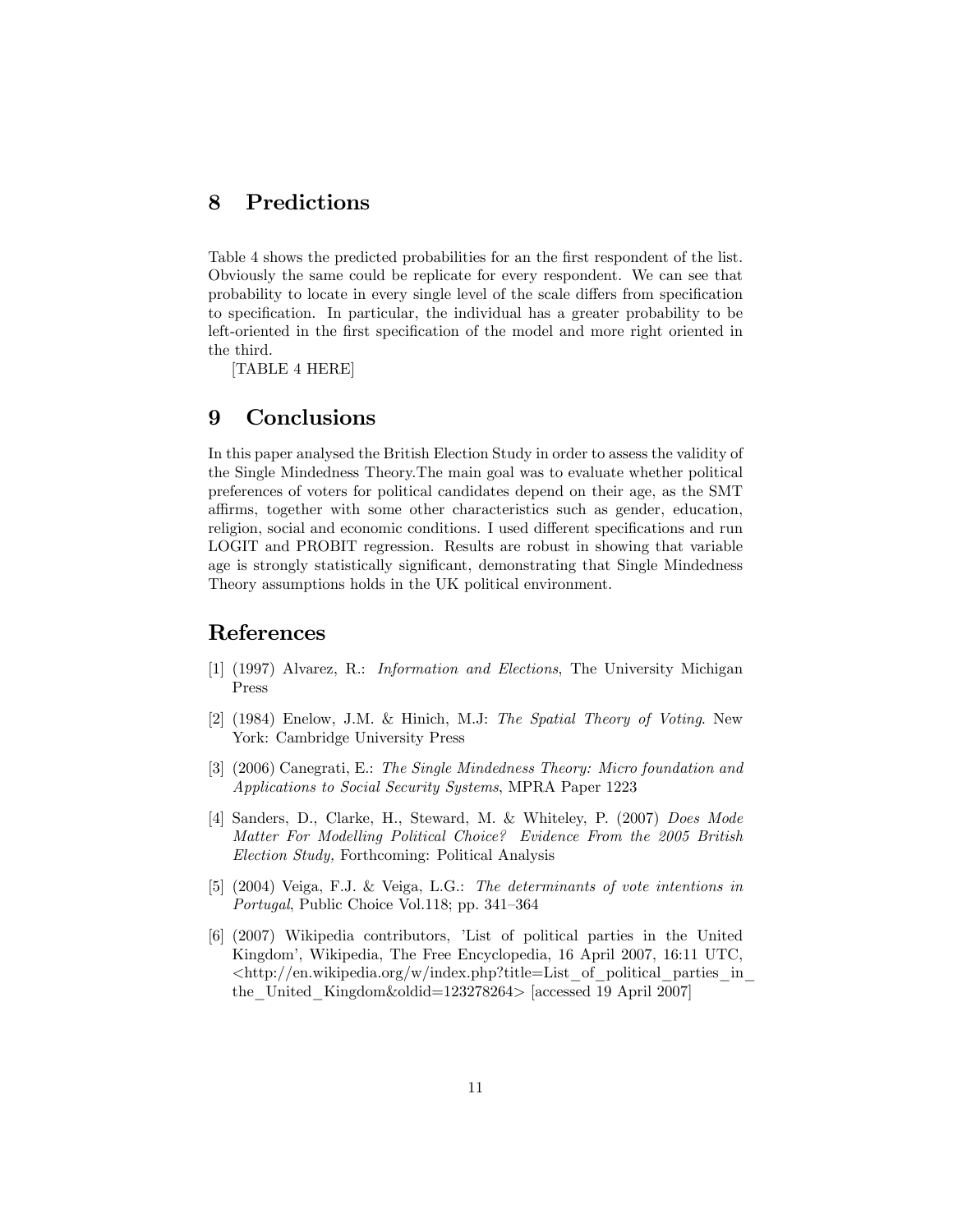## 8 Predictions

Table 4 shows the predicted probabilities for an the first respondent of the list. Obviously the same could be replicate for every respondent. We can see that probability to locate in every single level of the scale differs from specification to specification. In particular, the individual has a greater probability to be left-oriented in the first specification of the model and more right oriented in the third.

[TABLE 4 HERE]

## 9 Conclusions

In this paper analysed the British Election Study in order to assess the validity of the Single Mindedness Theory.The main goal was to evaluate whether political preferences of voters for political candidates depend on their age, as the SMT affirms, together with some other characteristics such as gender, education, religion, social and economic conditions. I used different specifications and run LOGIT and PROBIT regression. Results are robust in showing that variable age is strongly statistically significant, demonstrating that Single Mindedness Theory assumptions holds in the UK political environment.

## References

[1] (1997) Alvarez, R.: *Information and Elections*, The University Michigan Press

[2] (1984) Enelow, J.M. & Hinich, M.J: *The Spatial Theory of Voting*. New York: Cambridge University Press

[3] (2006) Canegrati, E.: *The Single Mindedness Theory: Micro foundation and Applications to Social Security Systems*, MPRA Paper 1223

[4] Sanders, D., Clarke, H., Steward, M. & Whiteley, P. (2007) *Does Mode Matter For Modelling Political Choice? Evidence From the 2005 British Election Study,* Forthcoming: Political Analysis

[5] (2004) Veiga, F.J. & Veiga, L.G.: *The determinants of vote intentions in Portugal*, Public Choice Vol.118; pp. 341–364

[6] (2007) Wikipedia contributors, 'List of political parties in the United Kingdom', Wikipedia, The Free Encyclopedia, 16 April 2007, 16:11 UTC, <http://en.wikipedia.org/w/index.php?title=List_of_political_parties_in_the_United_Kingdom&oldid=123278264> [accessed 19 April 2007]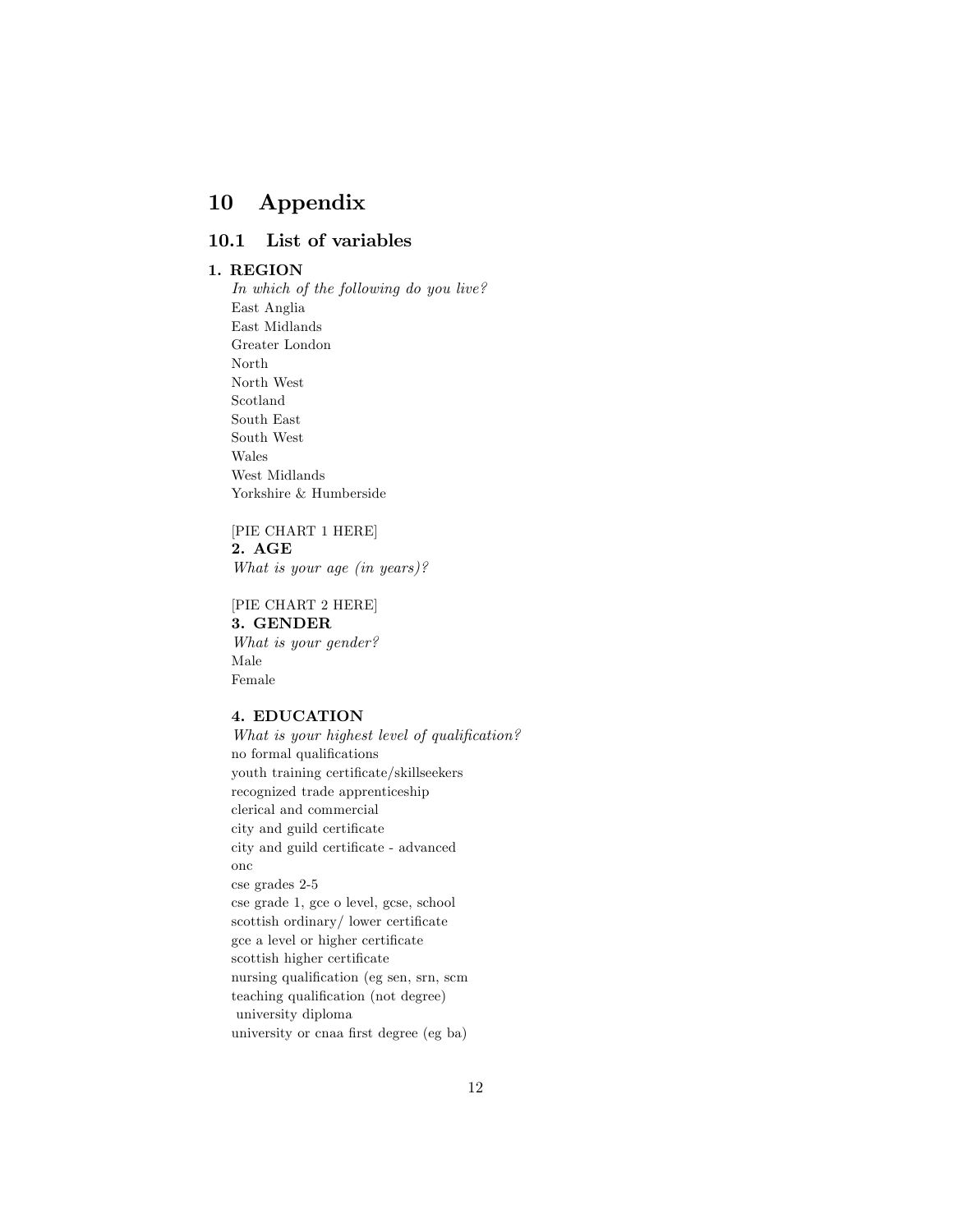# 10 Appendix

## 10.1 List of variables

**1. REGION**

*In which of the following do you live?*
East Anglia
East Midlands
Greater London
North
North West
Scotland
South East
South West
Wales
West Midlands
Yorkshire & Humberside

[PIE CHART 1 HERE]

**2. AGE**

*What is your age (in years)?*

[PIE CHART 2 HERE]

**3. GENDER**

*What is your gender?*
Male
Female

**4. EDUCATION**

*What is your highest level of qualification?*
no formal qualifications
youth training certificate/skillseekers
recognized trade apprenticeship
clerical and commercial
city and guild certificate
city and guild certificate - advanced
onc
cse grades 2-5
cse grade 1, gce o level, gcse, school
scottish ordinary/ lower certificate
gce a level or higher certificate
scottish higher certificate
nursing qualification (eg sen, srn, scm
teaching qualification (not degree)
university diploma
university or cnaa first degree (eg ba)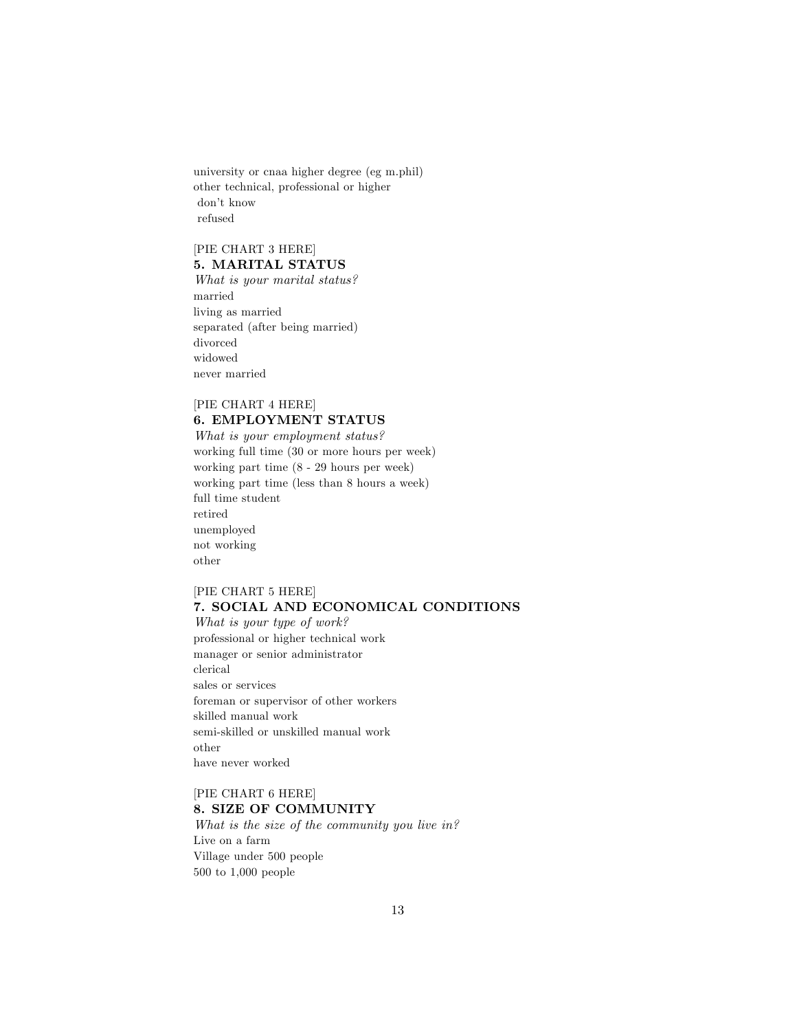university or cnaa higher degree (eg m.phil)
other technical, professional or higher
don't know
refused

[PIE CHART 3 HERE]

### 5. MARITAL STATUS

*What is your marital status?*
married
living as married
separated (after being married)
divorced
widowed
never married

[PIE CHART 4 HERE]

### 6. EMPLOYMENT STATUS

*What is your employment status?*
working full time (30 or more hours per week)
working part time (8 - 29 hours per week)
working part time (less than 8 hours a week)
full time student
retired
unemployed
not working
other

[PIE CHART 5 HERE]

### 7. SOCIAL AND ECONOMICAL CONDITIONS

*What is your type of work?*
professional or higher technical work
manager or senior administrator
clerical
sales or services
foreman or supervisor of other workers
skilled manual work
semi-skilled or unskilled manual work
other
have never worked

[PIE CHART 6 HERE]

### 8. SIZE OF COMMUNITY

*What is the size of the community you live in?*
Live on a farm
Village under 500 people
500 to 1,000 people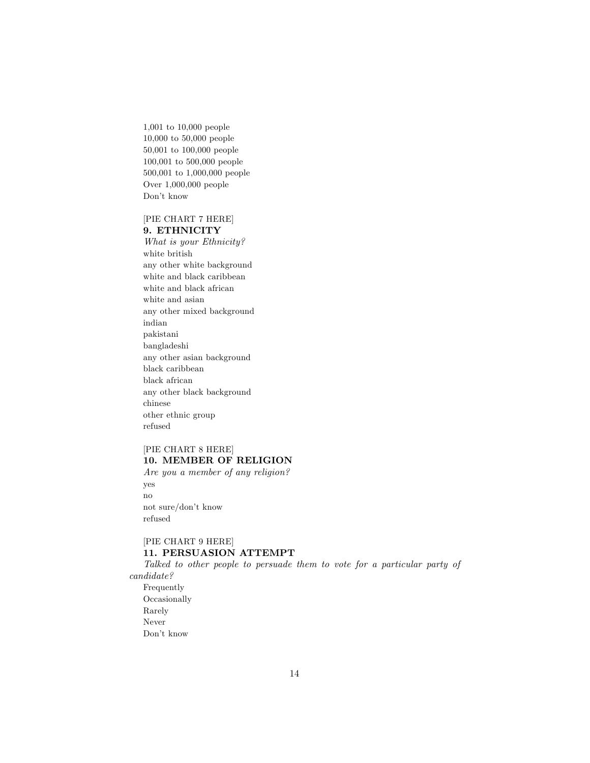1,001 to 10,000 people
10,000 to 50,000 people
50,001 to 100,000 people
100,001 to 500,000 people
500,001 to 1,000,000 people
Over 1,000,000 people
Don't know

[PIE CHART 7 HERE]

**9. ETHNICITY**

*What is your Ethnicity?*

white british
any other white background
white and black caribbean
white and black african
white and asian
any other mixed background
indian
pakistani
bangladeshi
any other asian background
black caribbean
black african
any other black background
chinese
other ethnic group
refused

[PIE CHART 8 HERE]

**10. MEMBER OF RELIGION**

*Are you a member of any religion?*

yes
no
not sure/don't know
refused

[PIE CHART 9 HERE]

**11. PERSUASION ATTEMPT**

*Talked to other people to persuade them to vote for a particular party of candidate?*

Frequently
Occasionally
Rarely
Never
Don't know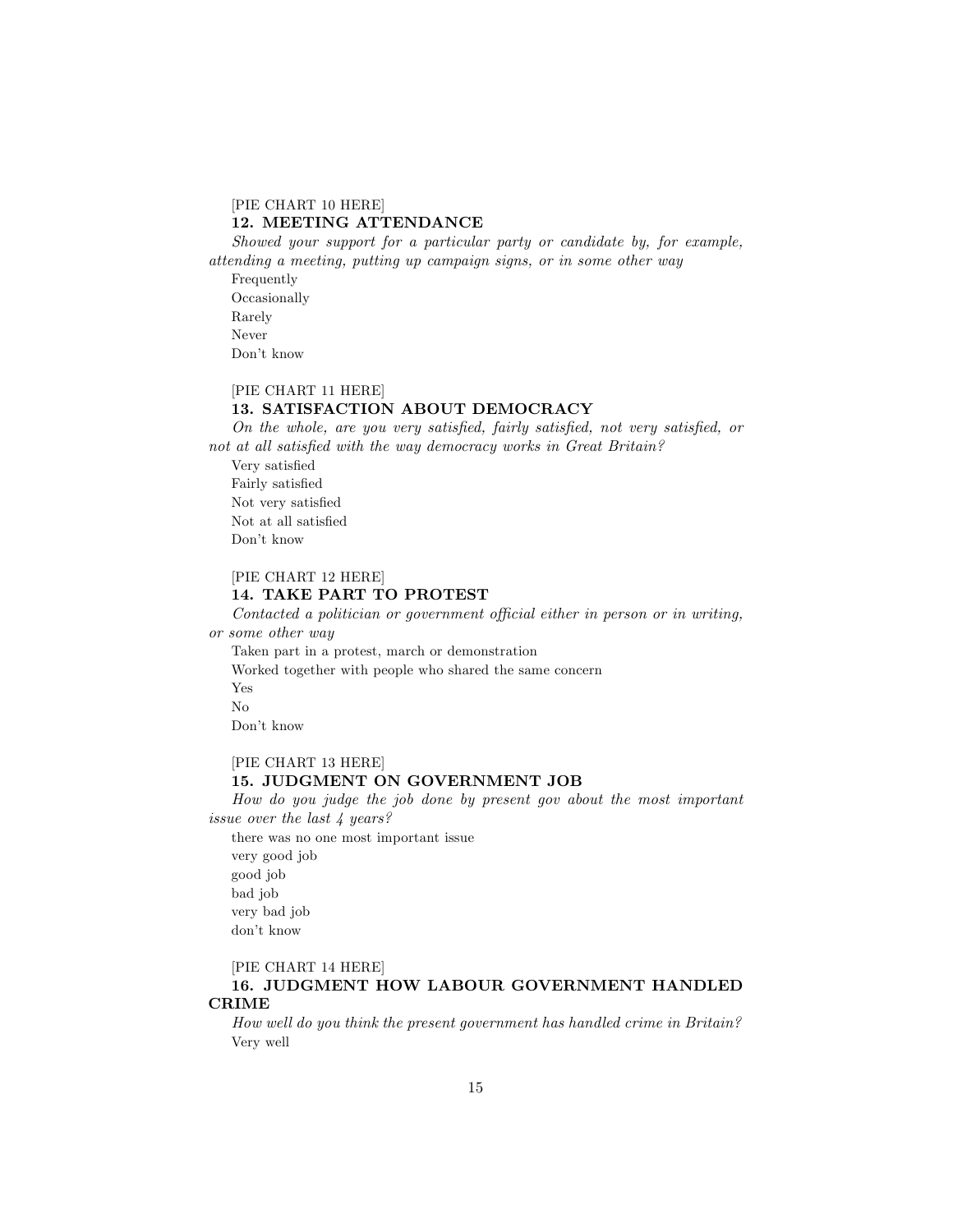[PIE CHART 10 HERE]

**12. MEETING ATTENDANCE**

*Showed your support for a particular party or candidate by, for example, attending a meeting, putting up campaign signs, or in some other way*

Frequently
Occasionally
Rarely
Never
Don't know

[PIE CHART 11 HERE]

**13. SATISFACTION ABOUT DEMOCRACY**

*On the whole, are you very satisfied, fairly satisfied, not very satisfied, or not at all satisfied with the way democracy works in Great Britain?*

Very satisfied
Fairly satisfied
Not very satisfied
Not at all satisfied
Don't know

[PIE CHART 12 HERE]

**14. TAKE PART TO PROTEST**

*Contacted a politician or government official either in person or in writing, or some other way*

Taken part in a protest, march or demonstration
Worked together with people who shared the same concern
Yes
No
Don't know

[PIE CHART 13 HERE]

**15. JUDGMENT ON GOVERNMENT JOB**

*How do you judge the job done by present gov about the most important issue over the last 4 years?*

there was no one most important issue
very good job
good job
bad job
very bad job
don't know

[PIE CHART 14 HERE]

**16. JUDGMENT HOW LABOUR GOVERNMENT HANDLED CRIME**

*How well do you think the present government has handled crime in Britain?*

Very well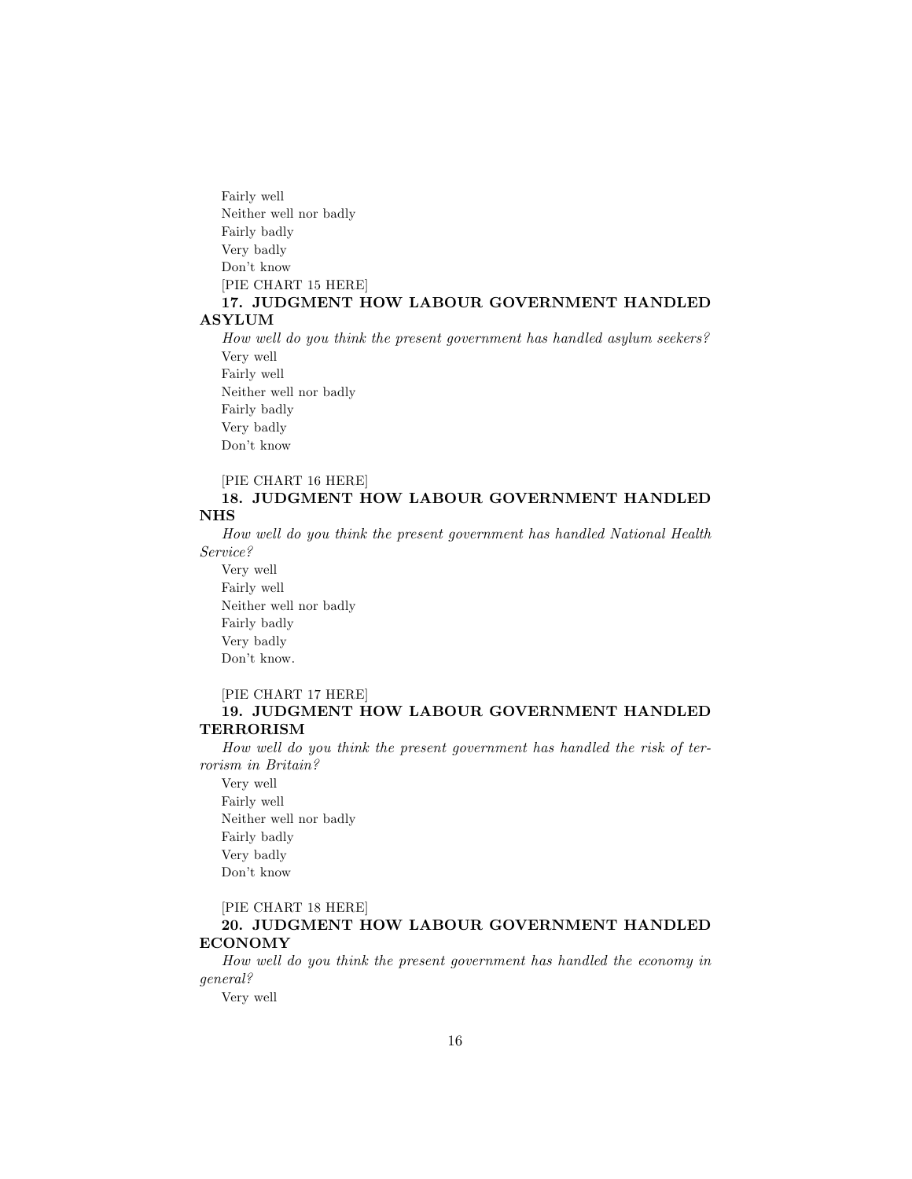Fairly well

Neither well nor badly

Fairly badly

Very badly

Don't know

[PIE CHART 15 HERE]

**17. JUDGMENT HOW LABOUR GOVERNMENT HANDLED ASYLUM**

*How well do you think the present government has handled asylum seekers?*

Very well

Fairly well

Neither well nor badly

Fairly badly

Very badly

Don't know

[PIE CHART 16 HERE]

**18. JUDGMENT HOW LABOUR GOVERNMENT HANDLED NHS**

*How well do you think the present government has handled National Health Service?*

Very well

Fairly well

Neither well nor badly

Fairly badly

Very badly

Don't know.

[PIE CHART 17 HERE]

**19. JUDGMENT HOW LABOUR GOVERNMENT HANDLED TERRORISM**

*How well do you think the present government has handled the risk of terrorism in Britain?*

Very well

Fairly well

Neither well nor badly

Fairly badly

Very badly

Don't know

[PIE CHART 18 HERE]

**20. JUDGMENT HOW LABOUR GOVERNMENT HANDLED ECONOMY**

*How well do you think the present government has handled the economy in general?*

Very well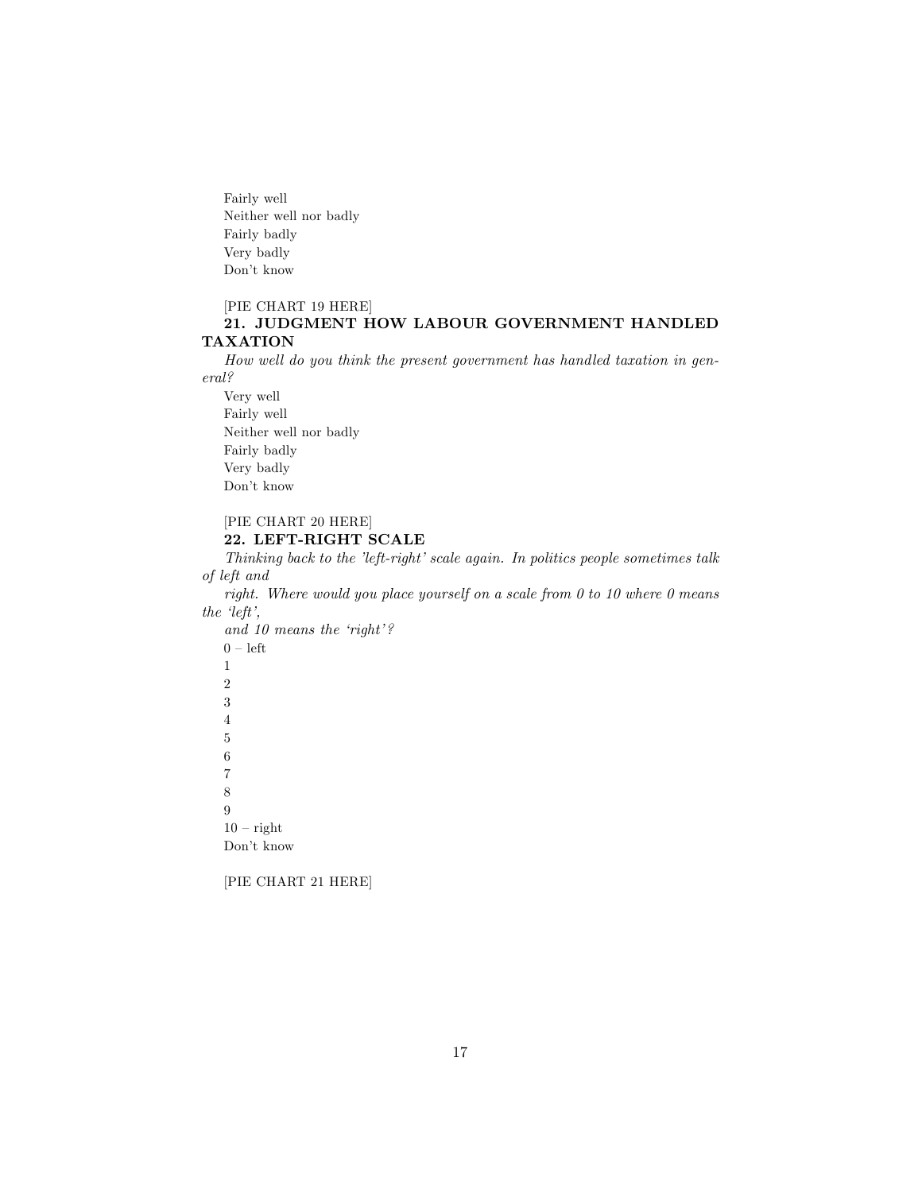Fairly well
Neither well nor badly
Fairly badly
Very badly
Don't know

[PIE CHART 19 HERE]

### 21. JUDGMENT HOW LABOUR GOVERNMENT HANDLED TAXATION

*How well do you think the present government has handled taxation in general?*

Very well
Fairly well
Neither well nor badly
Fairly badly
Very badly
Don't know

[PIE CHART 20 HERE]

### 22. LEFT-RIGHT SCALE

*Thinking back to the 'left-right' scale again. In politics people sometimes talk of left and*

*right. Where would you place yourself on a scale from 0 to 10 where 0 means the 'left',*

*and 10 means the 'right'?*

0 – left
1
2
3
4
5
6
7
8
9
10 – right
Don't know

[PIE CHART 21 HERE]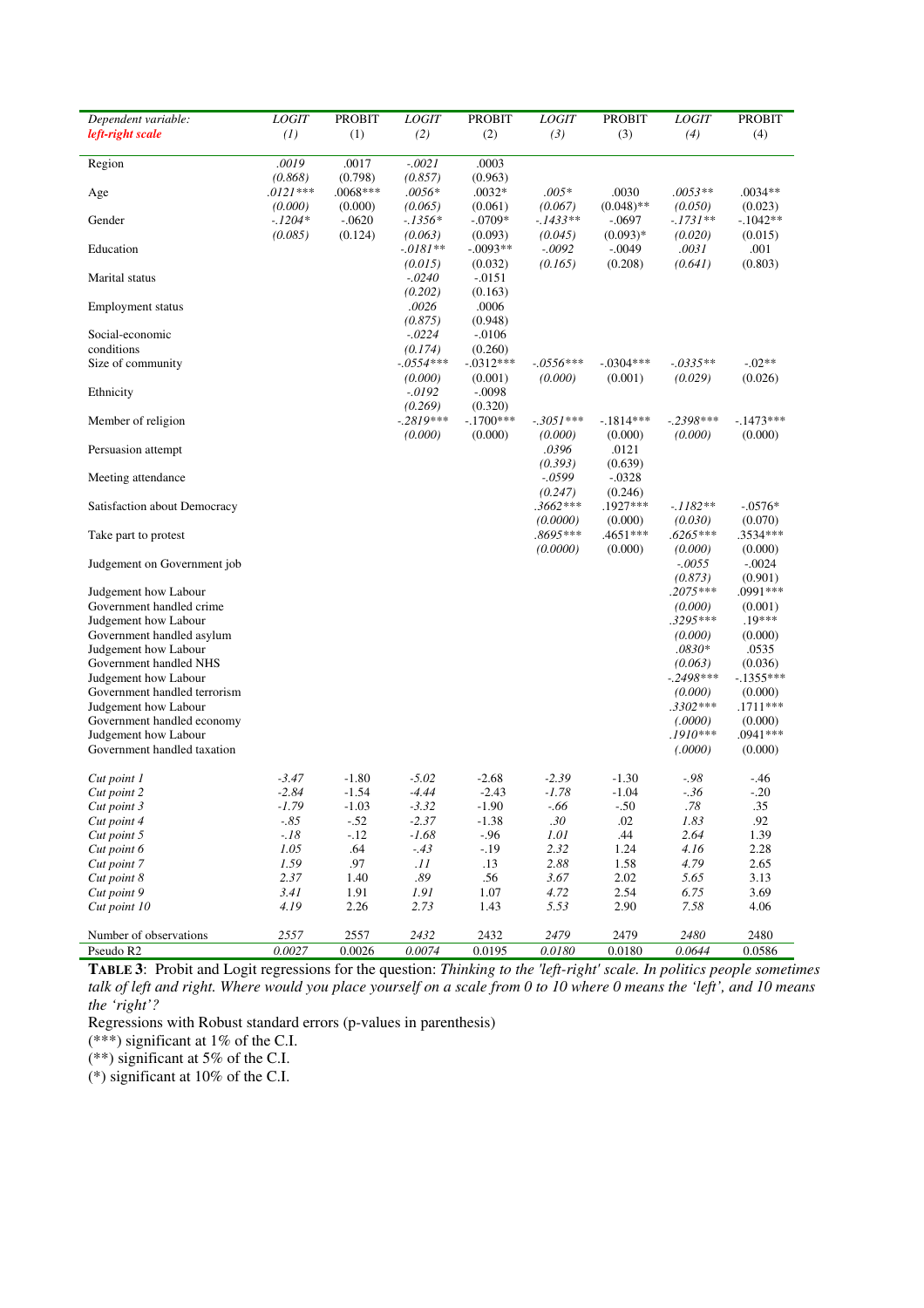| *Dependent variable:* ***left-right scale*** | *LOGIT* *(1)* | PROBIT (1) | *LOGIT* *(2)* | PROBIT (2) | *LOGIT* *(3)* | PROBIT (3) | *LOGIT* *(4)* | PROBIT (4) |
|---|---|---|---|---|---|---|---|---|
| Region | *.0019* | .0017 | *-.0021* | .0003 | | | | |
| | *(0.868)* | (0.798) | *(0.857)* | (0.963) | | | | |
| Age | *.0121\*\*\** | .0068\*\*\* | *.0056\** | .0032\* | *.005\** | .0030 | *.0053\*\** | .0034\*\* |
| | *(0.000)* | (0.000) | *(0.065)* | (0.061) | *(0.067)* | (0.048)\*\* | *(0.050)* | (0.023) |
| Gender | *-.1204\** | -.0620 | *-.1356\** | -.0709\* | *-.1433\*\** | -.0697 | *-.1731\*\** | -.1042\*\* |
| | *(0.085)* | (0.124) | *(0.063)* | (0.093) | *(0.045)* | (0.093)\* | *(0.020)* | (0.015) |
| Education | | | *-.0181\*\** | -.0093\*\* | *-.0092* | -.0049 | *.0031* | .001 |
| | | | *(0.015)* | (0.032) | *(0.165)* | (0.208) | *(0.641)* | (0.803) |
| Marital status | | | *-.0240* | -.0151 | | | | |
| | | | *(0.202)* | (0.163) | | | | |
| Employment status | | | *.0026* | .0006 | | | | |
| | | | *(0.875)* | (0.948) | | | | |
| Social-economic conditions | | | *-.0224* | -.0106 | | | | |
| | | | *(0.174)* | (0.260) | | | | |
| Size of community | | | *-.0554\*\*\** | -.0312\*\*\* | *-.0556\*\*\** | -.0304\*\*\* | *-.0335\*\** | -.02\*\* |
| | | | *(0.000)* | (0.001) | *(0.000)* | (0.001) | *(0.029)* | (0.026) |
| Ethnicity | | | *-.0192* | -.0098 | | | | |
| | | | *(0.269)* | (0.320) | | | | |
| Member of religion | | | *-.2819\*\*\** | -.1700\*\*\* | *-.3051\*\*\** | -.1814\*\*\* | *-.2398\*\*\** | -.1473\*\*\* |
| | | | *(0.000)* | (0.000) | *(0.000)* | (0.000) | *(0.000)* | (0.000) |
| Persuasion attempt | | | | | *.0396* | .0121 | | |
| | | | | | *(0.393)* | (0.639) | | |
| Meeting attendance | | | | | *-.0599* | -.0328 | | |
| | | | | | *(0.247)* | (0.246) | | |
| Satisfaction about Democracy | | | | | *.3662\*\*\** | .1927\*\*\* | *-.1182\*\** | -.0576\* |
| | | | | | *(0.0000)* | (0.000) | *(0.030)* | (0.070) |
| Take part to protest | | | | | *.8695\*\*\** | .4651\*\*\* | *.6265\*\*\** | .3534\*\*\* |
| | | | | | *(0.0000)* | (0.000) | *(0.000)* | (0.000) |
| Judgement on Government job | | | | | | | *-.0055* | -.0024 |
| | | | | | | | *(0.873)* | (0.901) |
| Judgement how Labour Government handled crime | | | | | | | *.2075\*\*\** | .0991\*\*\* |
| | | | | | | | *(0.000)* | (0.001) |
| Judgement how Labour Government handled asylum | | | | | | | *.3295\*\*\** | .19\*\*\* |
| | | | | | | | *(0.000)* | (0.000) |
| Judgement how Labour Government handled NHS | | | | | | | *.0830\** | .0535 |
| | | | | | | | *(0.063)* | (0.036) |
| Judgement how Labour Government handled terrorism | | | | | | | *-.2498\*\*\** | -.1355\*\*\* |
| | | | | | | | *(0.000)* | (0.000) |
| Judgement how Labour Government handled economy | | | | | | | *.3302\*\*\** | .1711\*\*\* |
| | | | | | | | *(.0000)* | (0.000) |
| Judgement how Labour Government handled taxation | | | | | | | *.1910\*\*\** | .0941\*\*\* |
| | | | | | | | *(.0000)* | (0.000) |
| *Cut point 1* | *-3.47* | -1.80 | *-5.02* | -2.68 | *-2.39* | -1.30 | *-.98* | -.46 |
| *Cut point 2* | *-2.84* | -1.54 | *-4.44* | -2.43 | *-1.78* | -1.04 | *-.36* | -.20 |
| *Cut point 3* | *-1.79* | -1.03 | *-3.32* | -1.90 | *-.66* | -.50 | *.78* | .35 |
| *Cut point 4* | *-.85* | -.52 | *-2.37* | -1.38 | *.30* | .02 | *1.83* | .92 |
| *Cut point 5* | *-.18* | -.12 | *-1.68* | -.96 | *1.01* | .44 | *2.64* | 1.39 |
| *Cut point 6* | *1.05* | .64 | *-.43* | -.19 | *2.32* | 1.24 | *4.16* | 2.28 |
| *Cut point 7* | *1.59* | .97 | *.11* | .13 | *2.88* | 1.58 | *4.79* | 2.65 |
| *Cut point 8* | *2.37* | 1.40 | *.89* | .56 | *3.67* | 2.02 | *5.65* | 3.13 |
| *Cut point 9* | *3.41* | 1.91 | *1.91* | 1.07 | *4.72* | 2.54 | *6.75* | 3.69 |
| *Cut point 10* | *4.19* | 2.26 | *2.73* | 1.43 | *5.53* | 2.90 | *7.58* | 4.06 |
| Number of observations | *2557* | 2557 | *2432* | 2432 | *2479* | 2479 | *2480* | 2480 |
| Pseudo R2 | *0.0027* | 0.0026 | *0.0074* | 0.0195 | *0.0180* | 0.0180 | *0.0644* | 0.0586 |

**TABLE 3**: Probit and Logit regressions for the question: *Thinking to the 'left-right' scale. In politics people sometimes talk of left and right. Where would you place yourself on a scale from 0 to 10 where 0 means the 'left', and 10 means the 'right'?*

Regressions with Robust standard errors (p-values in parenthesis)

(\*\*\*) significant at 1% of the C.I.

(\*\*) significant at 5% of the C.I.

(\*) significant at 10% of the C.I.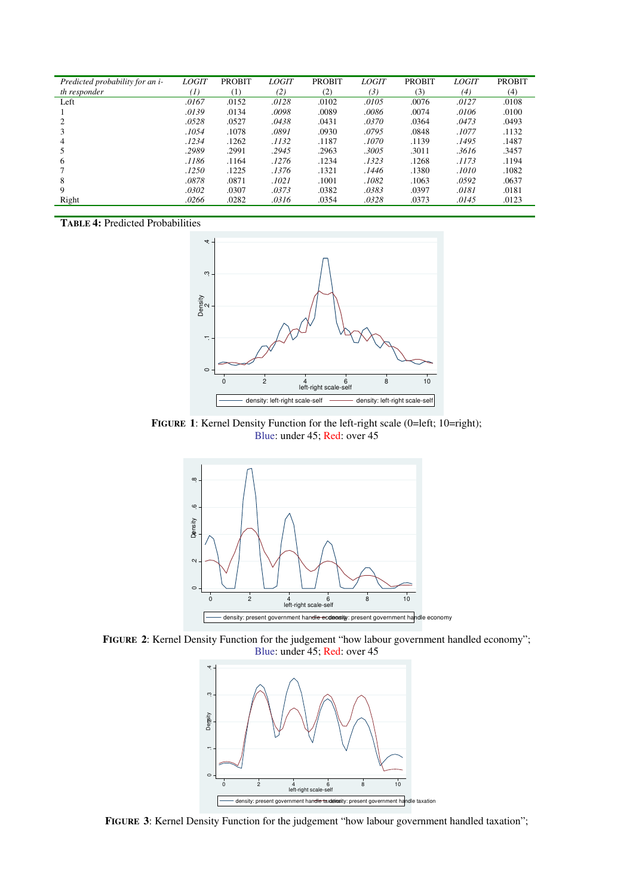| *Predicted probability for an i-th responder* | *LOGIT (1)* | PROBIT (1) | *LOGIT (2)* | PROBIT (2) | *LOGIT (3)* | PROBIT (3) | *LOGIT (4)* | PROBIT (4) |
|---|---|---|---|---|---|---|---|---|
| Left | *.0167* | .0152 | *.0128* | .0102 | *.0105* | .0076 | *.0127* | .0108 |
| 1 | *.0139* | .0134 | *.0098* | .0089 | *.0086* | .0074 | *.0106* | .0100 |
| 2 | *.0528* | .0527 | *.0438* | .0431 | *.0370* | .0364 | *.0473* | .0493 |
| 3 | *.1054* | .1078 | *.0891* | .0930 | *.0795* | .0848 | *.1077* | .1132 |
| 4 | *.1234* | .1262 | *.1132* | .1187 | *.1070* | .1139 | *.1495* | .1487 |
| 5 | *.2989* | .2991 | *.2945* | .2963 | *.3005* | .3011 | *.3616* | .3457 |
| 6 | *.1186* | .1164 | *.1276* | .1234 | *.1323* | .1268 | *.1173* | .1194 |
| 7 | *.1250* | .1225 | *.1376* | .1321 | *.1446* | .1380 | *.1010* | .1082 |
| 8 | *.0878* | .0871 | *.1021* | .1001 | *.1082* | .1063 | *.0592* | .0637 |
| 9 | *.0302* | .0307 | *.0373* | .0382 | *.0383* | .0397 | *.0181* | .0181 |
| Right | *.0266* | .0282 | *.0316* | .0354 | *.0328* | .0373 | *.0145* | .0123 |

**TABLE 4:** Predicted Probabilities

**FIGURE 1**: Kernel Density Function for the left-right scale (0=left; 10=right); Blue: under 45; Red: over 45

**FIGURE 2**: Kernel Density Function for the judgement "how labour government handled economy"; Blue: under 45; Red: over 45

**FIGURE 3**: Kernel Density Function for the judgement "how labour government handled taxation";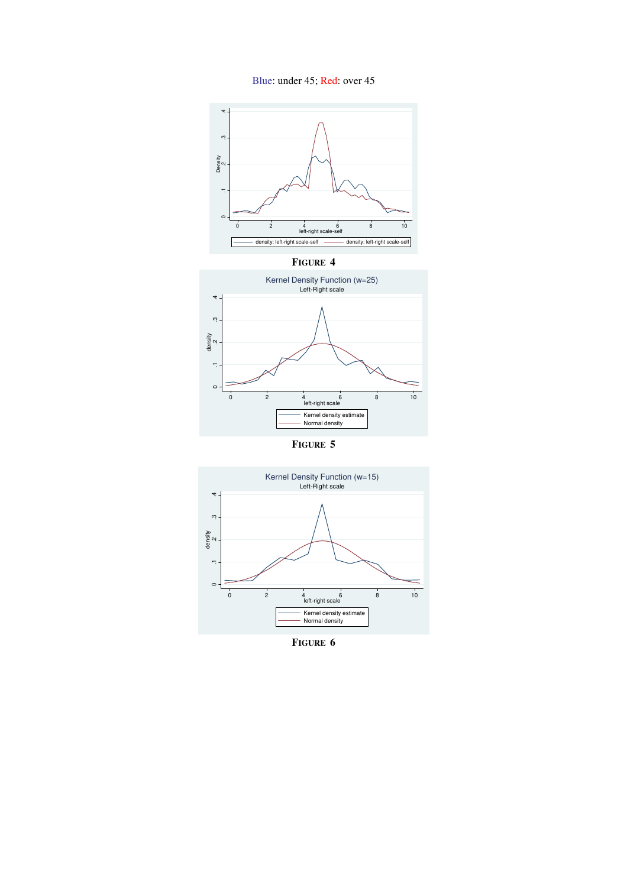Blue: under 45; Red: over 45

**FIGURE 4**

**FIGURE 5**

**FIGURE 6**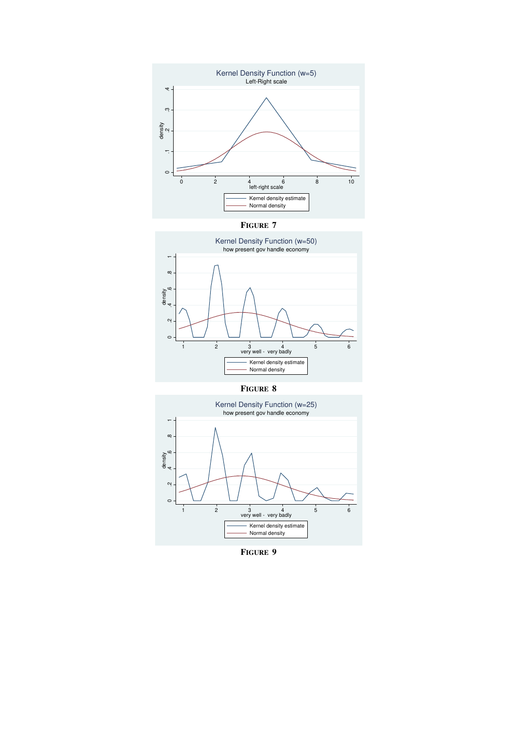Kernel Density Function (w=5)

Left-Right scale

**FIGURE 7**

Kernel Density Function (w=50)

how present gov handle economy

**FIGURE 8**

Kernel Density Function (w=25)

how present gov handle economy

**FIGURE 9**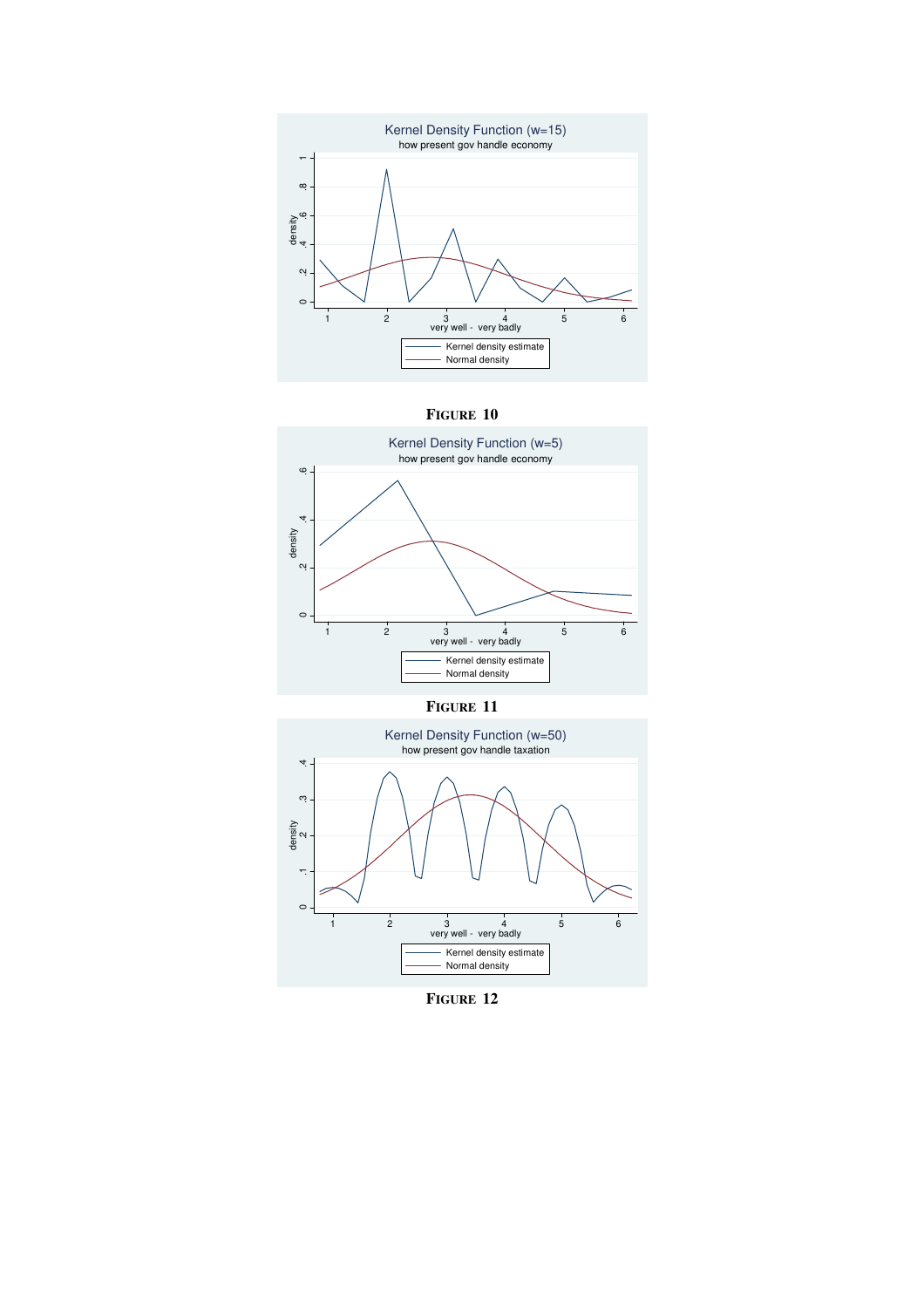Kernel Density Function (w=15)

how present gov handle economy

**FIGURE 10**

Kernel Density Function (w=5)

how present gov handle economy

**FIGURE 11**

Kernel Density Function (w=50)

how present gov handle taxation

**FIGURE 12**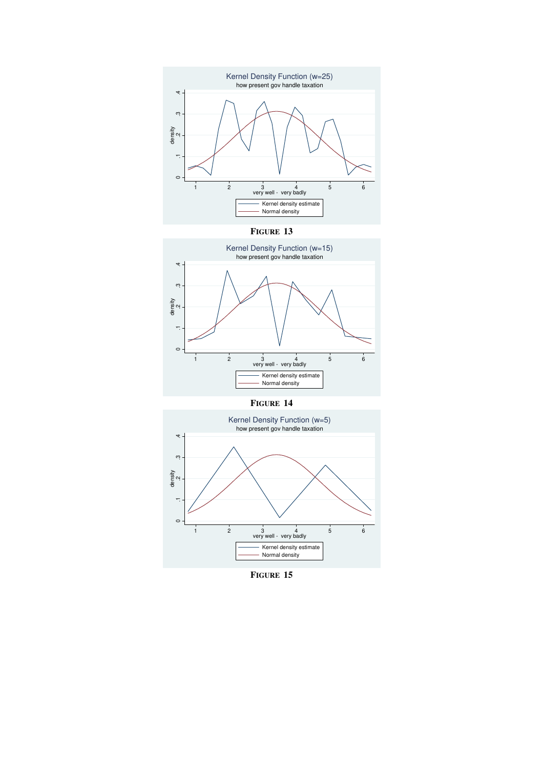Kernel Density Function (w=25)

how present gov handle taxation

FIGURE 13

Kernel Density Function (w=15)

how present gov handle taxation

FIGURE 14

Kernel Density Function (w=5)

how present gov handle taxation

FIGURE 15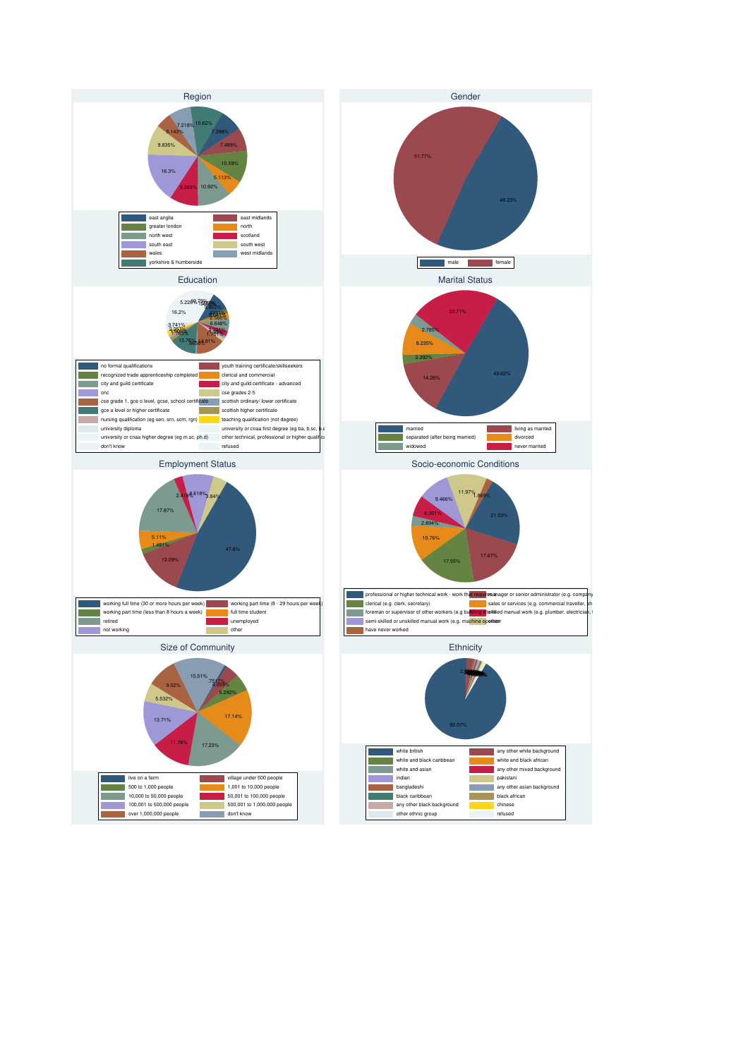## Region

- east anglia
- east midlands
- greater london
- north
- north west
- scotland
- south east
- south west
- wales
- west midlands
- yorkshire & humberside

7.218% 10.62% 5.143% 7.398% 9.835% 7.489% 10.59% 16.3% 5.113% 9.383% 10.92%

## Gender

- male
- female

51.77% 48.23%

## Education

- no formal qualifications
- youth training certificate/skillseekers
- recognized trade apprenticeship completed
- clerical and commercial
- city and guild certificate
- city and guild certificate - advanced
- onc
- cse grades 2-5
- cse grade 1, gce o level, gcse, school certificate
- scottish ordinary/ lower certificate
- gce a level or higher certificate
- scottish higher certificate
- nursing qualification (eg sen, srn, scm, rgn)
- teaching qualification (not degree)
- university diploma
- university or cnaa first degree (eg ba, b.sc, b.e
- university or cnaa higher degree (eg m.sc, ph.d)
- other technical, professional or higher qualifica
- don't know
- refused

5.226% 16.2% 3.741% 13.76% 14.81% 6.648% 2.566%

## Marital Status

- married
- living as married
- separated (after being married)
- divorced
- widowed
- never married

22.71% 2.785% 8.235% 2.392% 14.26% 49.62%

## Employment Status

- working full time (30 or more hours per week)
- working part time (8 - 29 hours per week)
- working part time (less than 8 hours a week)
- full time student
- retired
- unemployed
- not working
- other

2.419% 8.618% 3.84% 17.87% 5.11% 1.451% 13.09% 47.6%

## Socio-economic Conditions

- professional or higher technical work - work that requires
- manager or senior administrator (e.g. company
- clerical (e.g. clerk, secretary)
- sales or services (e.g. commercial traveller, sh
- foreman or supervisor of other workers (e.g building site
- skilled manual work (e.g. plumber, electrician,
- semi-skilled or unskilled manual work (e.g. machine operator
- other
- have never worked

11.97% 1.869% 9.466% 6.301% 2.894% 21.53% 10.76% 17.67% 17.55%

## Size of Community

- live on a farm
- village under 500 people
- 500 to 1,000 people
- 1,001 to 10,000 people
- 10,000 to 50,000 people
- 50,001 to 100,000 people
- 100,001 to 500,000 people
- 500,001 to 1,000,000 people
- over 1,000,000 people
- don't know

15.51% 9.02% 5.532% 13.71% 11.76% 17.23% 17.14% 5.292% 4.059%

## Ethnicity

- white british
- any other white background
- white and black caribbean
- white and black african
- white and asian
- any other mixed background
- indian
- pakistani
- bangladeshi
- any other asian background
- black caribbean
- black african
- any other black background
- chinese
- other ethnic group
- refused

92.07%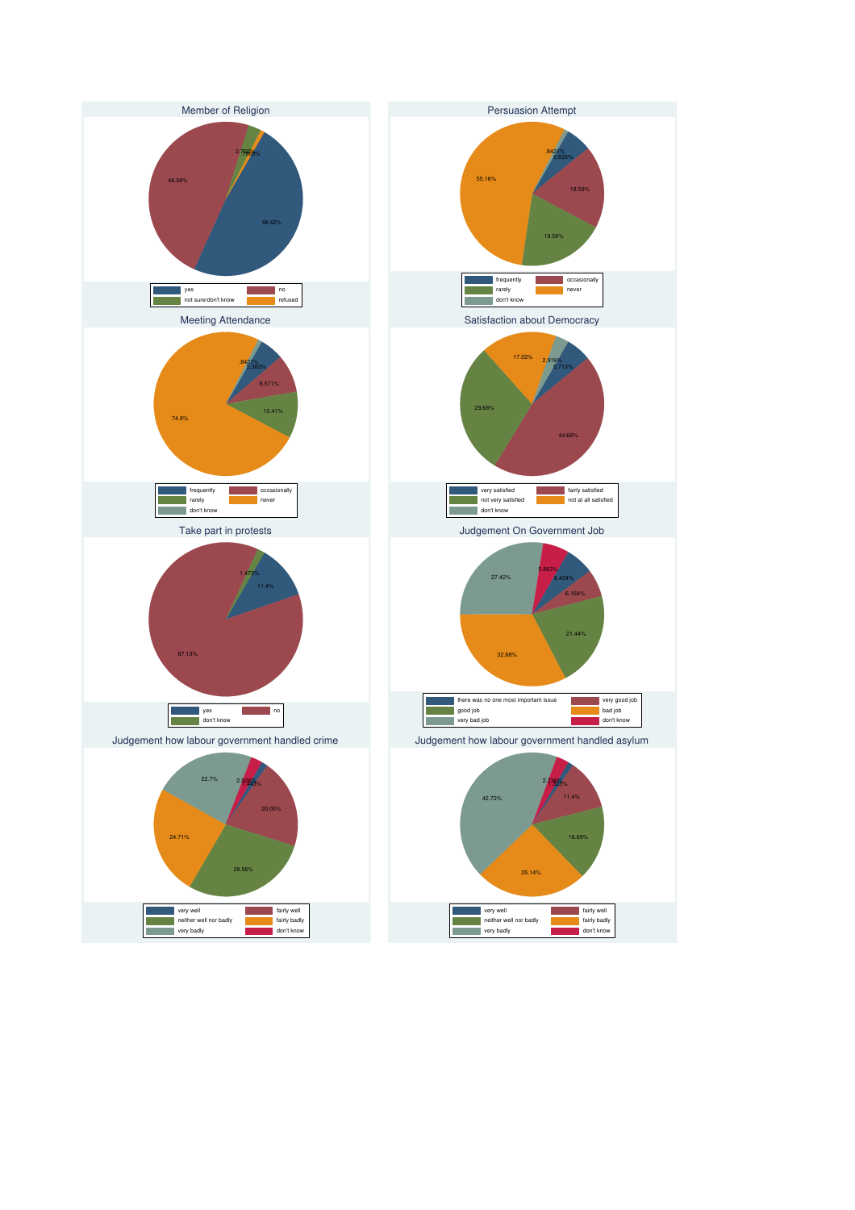Member of Religion

48.08%

2.703%

.7983%

48.42%

yes | no | not sure/don't know | refused

Persuasion Attempt

.8421%

5.835%

55.16%

18.59%

19.58%

frequently | occasionally | rarely | never | don't know

Meeting Attendance

.8421%

5.383%

8.571%

10.41%

74.8%

frequently | occasionally | rarely | never | don't know

Satisfaction about Democracy

17.02%

2.916%

5.713%

29.68%

44.68%

very satisfied | fairly satisfied | not very satisfied | not at all satisfied | don't know

Take part in protests

1.473%

11.4%

87.13%

yes | no | don't know

Judgement On Government Job

27.42%

5.863%

6.434%

6.164%

21.44%

32.68%

there was no one most important issue | very good job | good job | bad job | very bad job | don't know

Judgement how labour government handled crime

22.7%

2.536%

1.443%

20.05%

24.71%

28.56%

very well | fairly well | neither well nor badly | fairly badly | very badly | don't know

Judgement how labour government handled asylum

2.716%

1.323%

42.72%

11.4%

16.69%

25.14%

very well | fairly well | neither well nor badly | fairly badly | very badly | don't know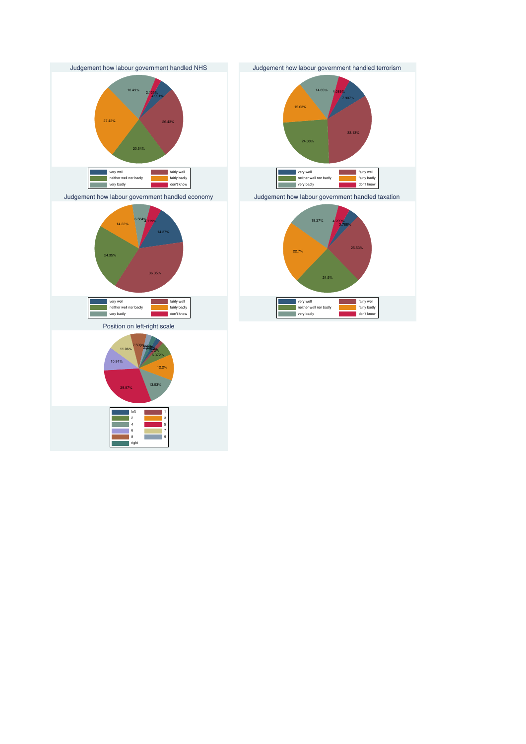Judgement how labour government handled NHS

18.49%
2.135%
4.991%
27.42%
26.43%
20.54%

very well
fairly well
neither well nor badly
fairly badly
very badly
don't know

Judgement how labour government handled terrorism

14.85%
4.089%
7.907%
15.63%
33.13%
24.38%

very well
fairly well
neither well nor badly
fairly badly
very badly
don't know

Judgement how labour government handled economy

6.584%
4.119%
14.22%
14.37%
24.35%
36.35%

very well
fairly well
neither well nor badly
fairly badly
very badly
don't know

Judgement how labour government handled taxation

19.27%
4.209%
3.768%
25.53%
22.7%
24.5%

very well
fairly well
neither well nor badly
fairly badly
very badly
don't know

Position on left-right scale

7.506%
11.06%
6.372%
10.91%
12.2%
13.53%
29.87%

left
1
2
3
4
5
6
7
8
9
right